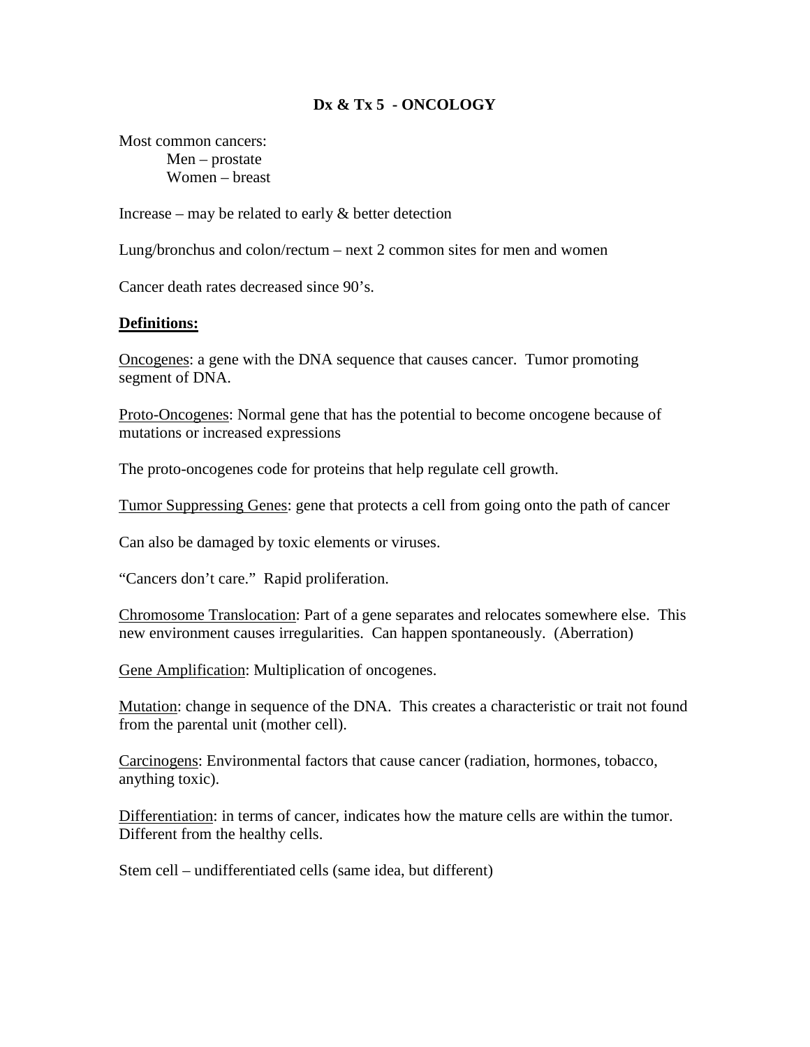# Dx & Tx 5 - ONCOLOGY

Most common cancers:
- Men – prostate
- Women – breast

Increase – may be related to early & better detection

Lung/bronchus and colon/rectum – next 2 common sites for men and women

Cancer death rates decreased since 90's.

**Definitions:**

Oncogenes: a gene with the DNA sequence that causes cancer. Tumor promoting segment of DNA.

Proto-Oncogenes: Normal gene that has the potential to become oncogene because of mutations or increased expressions

The proto-oncogenes code for proteins that help regulate cell growth.

Tumor Suppressing Genes: gene that protects a cell from going onto the path of cancer

Can also be damaged by toxic elements or viruses.

"Cancers don't care." Rapid proliferation.

Chromosome Translocation: Part of a gene separates and relocates somewhere else. This new environment causes irregularities. Can happen spontaneously. (Aberration)

Gene Amplification: Multiplication of oncogenes.

Mutation: change in sequence of the DNA. This creates a characteristic or trait not found from the parental unit (mother cell).

Carcinogens: Environmental factors that cause cancer (radiation, hormones, tobacco, anything toxic).

Differentiation: in terms of cancer, indicates how the mature cells are within the tumor. Different from the healthy cells.

Stem cell – undifferentiated cells (same idea, but different)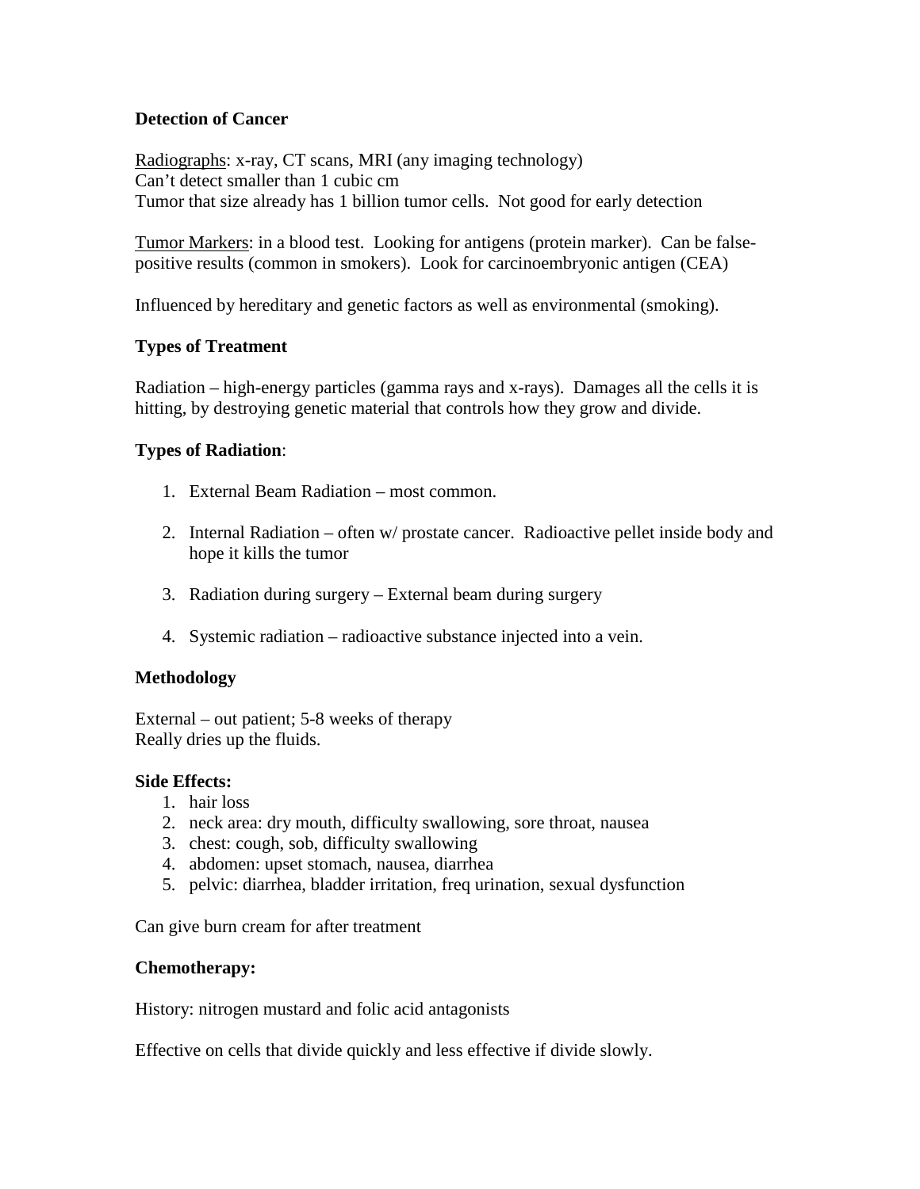**Detection of Cancer**

Radiographs: x-ray, CT scans, MRI (any imaging technology)
Can't detect smaller than 1 cubic cm
Tumor that size already has 1 billion tumor cells. Not good for early detection

Tumor Markers: in a blood test. Looking for antigens (protein marker). Can be false-positive results (common in smokers). Look for carcinoembryonic antigen (CEA)

Influenced by hereditary and genetic factors as well as environmental (smoking).

**Types of Treatment**

Radiation – high-energy particles (gamma rays and x-rays). Damages all the cells it is hitting, by destroying genetic material that controls how they grow and divide.

**Types of Radiation**:

1. External Beam Radiation – most common.

2. Internal Radiation – often w/ prostate cancer. Radioactive pellet inside body and hope it kills the tumor

3. Radiation during surgery – External beam during surgery

4. Systemic radiation – radioactive substance injected into a vein.

**Methodology**

External – out patient; 5-8 weeks of therapy
Really dries up the fluids.

**Side Effects:**

1. hair loss
2. neck area: dry mouth, difficulty swallowing, sore throat, nausea
3. chest: cough, sob, difficulty swallowing
4. abdomen: upset stomach, nausea, diarrhea
5. pelvic: diarrhea, bladder irritation, freq urination, sexual dysfunction

Can give burn cream for after treatment

**Chemotherapy:**

History: nitrogen mustard and folic acid antagonists

Effective on cells that divide quickly and less effective if divide slowly.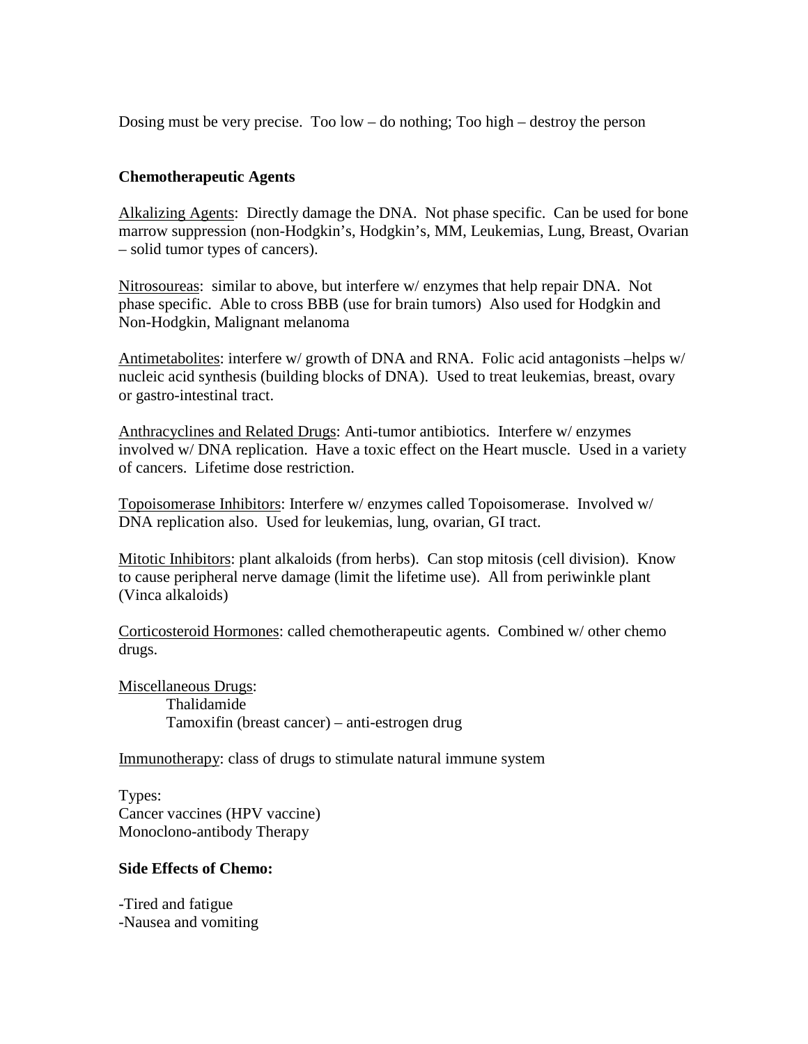Dosing must be very precise. Too low – do nothing; Too high – destroy the person

**Chemotherapeutic Agents**

Alkalizing Agents: Directly damage the DNA. Not phase specific. Can be used for bone marrow suppression (non-Hodgkin's, Hodgkin's, MM, Leukemias, Lung, Breast, Ovarian – solid tumor types of cancers).

Nitrosoureas: similar to above, but interfere w/ enzymes that help repair DNA. Not phase specific. Able to cross BBB (use for brain tumors) Also used for Hodgkin and Non-Hodgkin, Malignant melanoma

Antimetabolites: interfere w/ growth of DNA and RNA. Folic acid antagonists –helps w/ nucleic acid synthesis (building blocks of DNA). Used to treat leukemias, breast, ovary or gastro-intestinal tract.

Anthracyclines and Related Drugs: Anti-tumor antibiotics. Interfere w/ enzymes involved w/ DNA replication. Have a toxic effect on the Heart muscle. Used in a variety of cancers. Lifetime dose restriction.

Topoisomerase Inhibitors: Interfere w/ enzymes called Topoisomerase. Involved w/ DNA replication also. Used for leukemias, lung, ovarian, GI tract.

Mitotic Inhibitors: plant alkaloids (from herbs). Can stop mitosis (cell division). Know to cause peripheral nerve damage (limit the lifetime use). All from periwinkle plant (Vinca alkaloids)

Corticosteroid Hormones: called chemotherapeutic agents. Combined w/ other chemo drugs.

Miscellaneous Drugs:

- Thalidamide
- Tamoxifin (breast cancer) – anti-estrogen drug

Immunotherapy: class of drugs to stimulate natural immune system

Types:
Cancer vaccines (HPV vaccine)
Monoclono-antibody Therapy

**Side Effects of Chemo:**

-Tired and fatigue
-Nausea and vomiting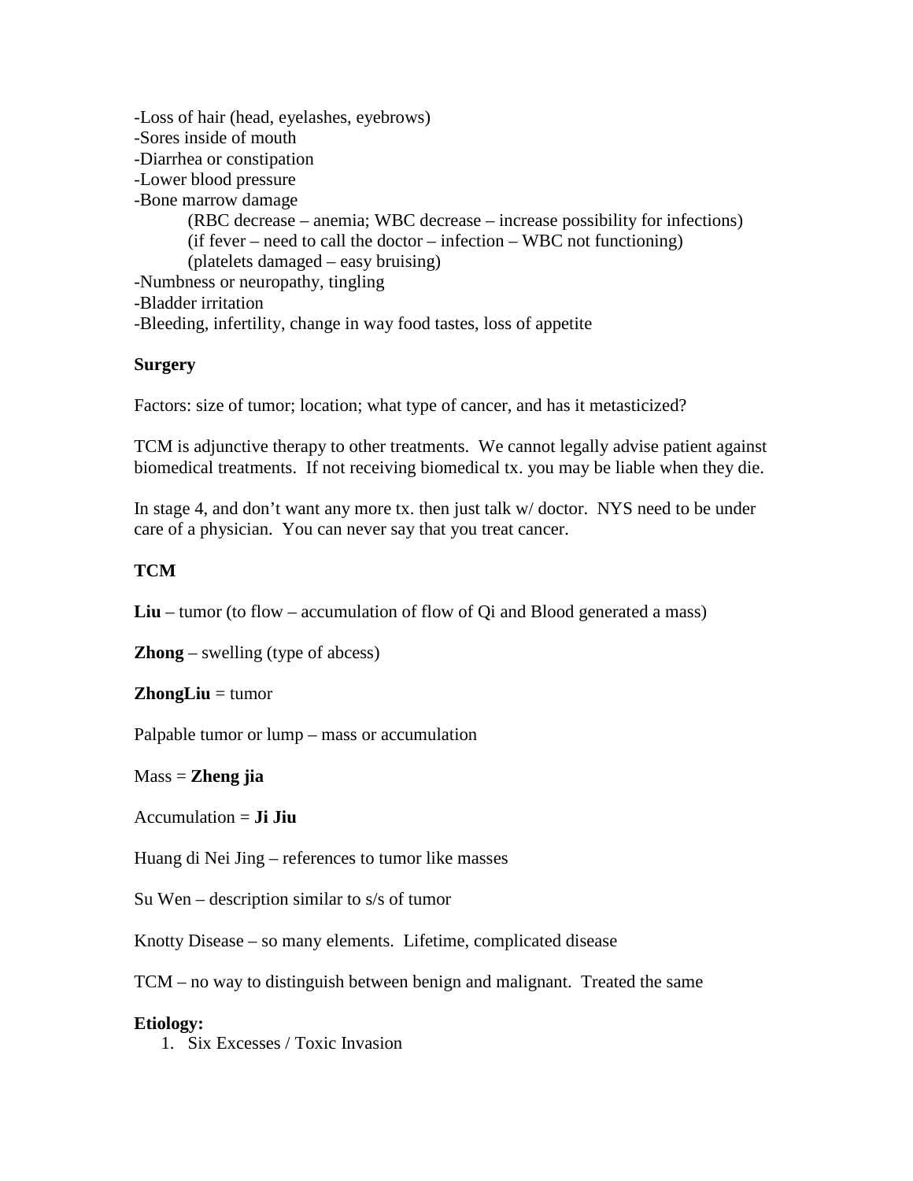-Loss of hair (head, eyelashes, eyebrows)
-Sores inside of mouth
-Diarrhea or constipation
-Lower blood pressure
-Bone marrow damage
    (RBC decrease – anemia; WBC decrease – increase possibility for infections)
    (if fever – need to call the doctor – infection – WBC not functioning)
    (platelets damaged – easy bruising)
-Numbness or neuropathy, tingling
-Bladder irritation
-Bleeding, infertility, change in way food tastes, loss of appetite

**Surgery**

Factors: size of tumor; location; what type of cancer, and has it metasticized?

TCM is adjunctive therapy to other treatments. We cannot legally advise patient against biomedical treatments. If not receiving biomedical tx. you may be liable when they die.

In stage 4, and don't want any more tx. then just talk w/ doctor. NYS need to be under care of a physician. You can never say that you treat cancer.

**TCM**

**Liu** – tumor (to flow – accumulation of flow of Qi and Blood generated a mass)

**Zhong** – swelling (type of abcess)

**ZhongLiu** = tumor

Palpable tumor or lump – mass or accumulation

Mass = **Zheng jia**

Accumulation = **Ji Jiu**

Huang di Nei Jing – references to tumor like masses

Su Wen – description similar to s/s of tumor

Knotty Disease – so many elements. Lifetime, complicated disease

TCM – no way to distinguish between benign and malignant. Treated the same

**Etiology:**

1. Six Excesses / Toxic Invasion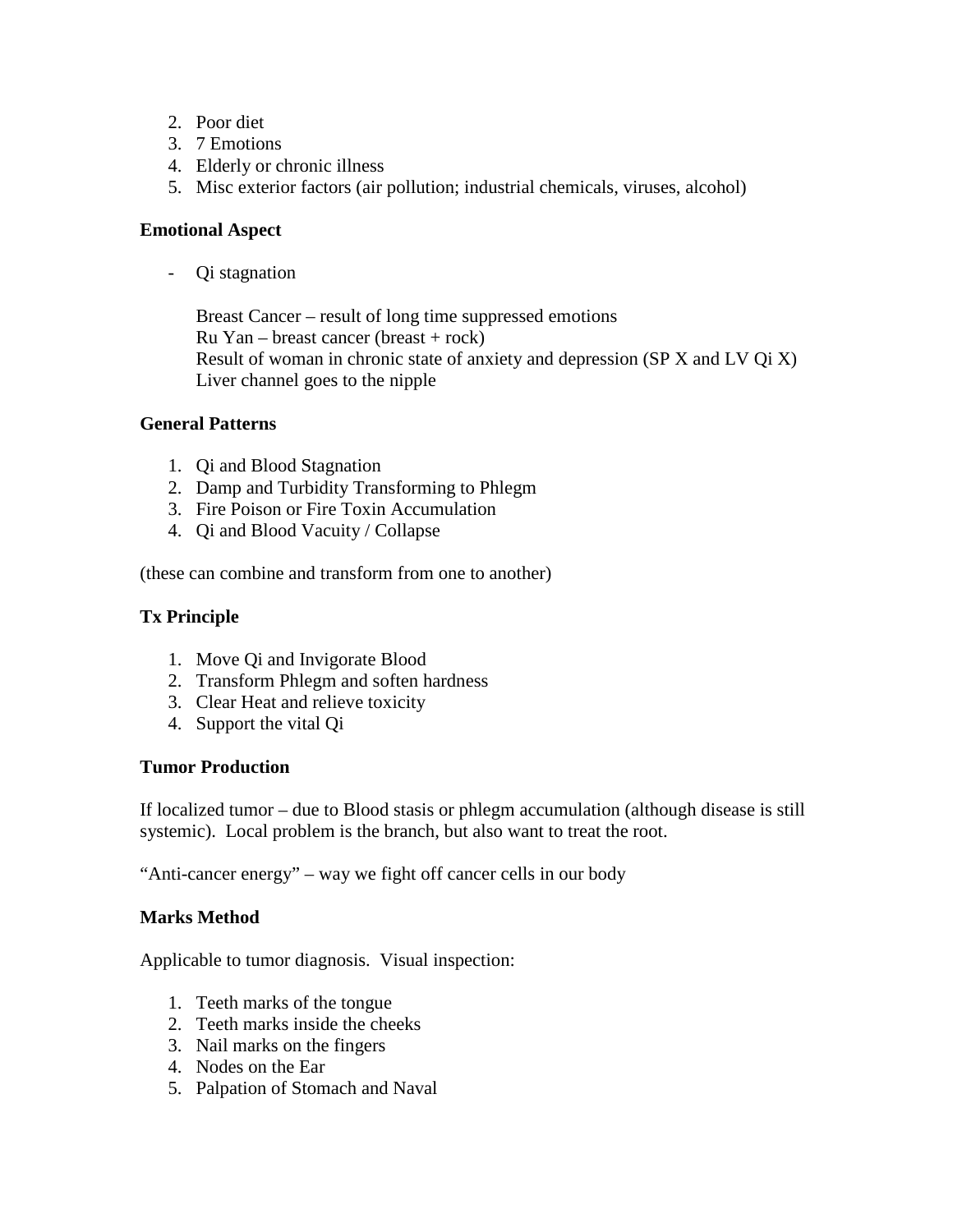2. Poor diet
3. 7 Emotions
4. Elderly or chronic illness
5. Misc exterior factors (air pollution; industrial chemicals, viruses, alcohol)

**Emotional Aspect**

- Qi stagnation

  Breast Cancer – result of long time suppressed emotions
  Ru Yan – breast cancer (breast + rock)
  Result of woman in chronic state of anxiety and depression (SP X and LV Qi X)
  Liver channel goes to the nipple

**General Patterns**

1. Qi and Blood Stagnation
2. Damp and Turbidity Transforming to Phlegm
3. Fire Poison or Fire Toxin Accumulation
4. Qi and Blood Vacuity / Collapse

(these can combine and transform from one to another)

**Tx Principle**

1. Move Qi and Invigorate Blood
2. Transform Phlegm and soften hardness
3. Clear Heat and relieve toxicity
4. Support the vital Qi

**Tumor Production**

If localized tumor – due to Blood stasis or phlegm accumulation (although disease is still systemic). Local problem is the branch, but also want to treat the root.

"Anti-cancer energy" – way we fight off cancer cells in our body

**Marks Method**

Applicable to tumor diagnosis. Visual inspection:

1. Teeth marks of the tongue
2. Teeth marks inside the cheeks
3. Nail marks on the fingers
4. Nodes on the Ear
5. Palpation of Stomach and Naval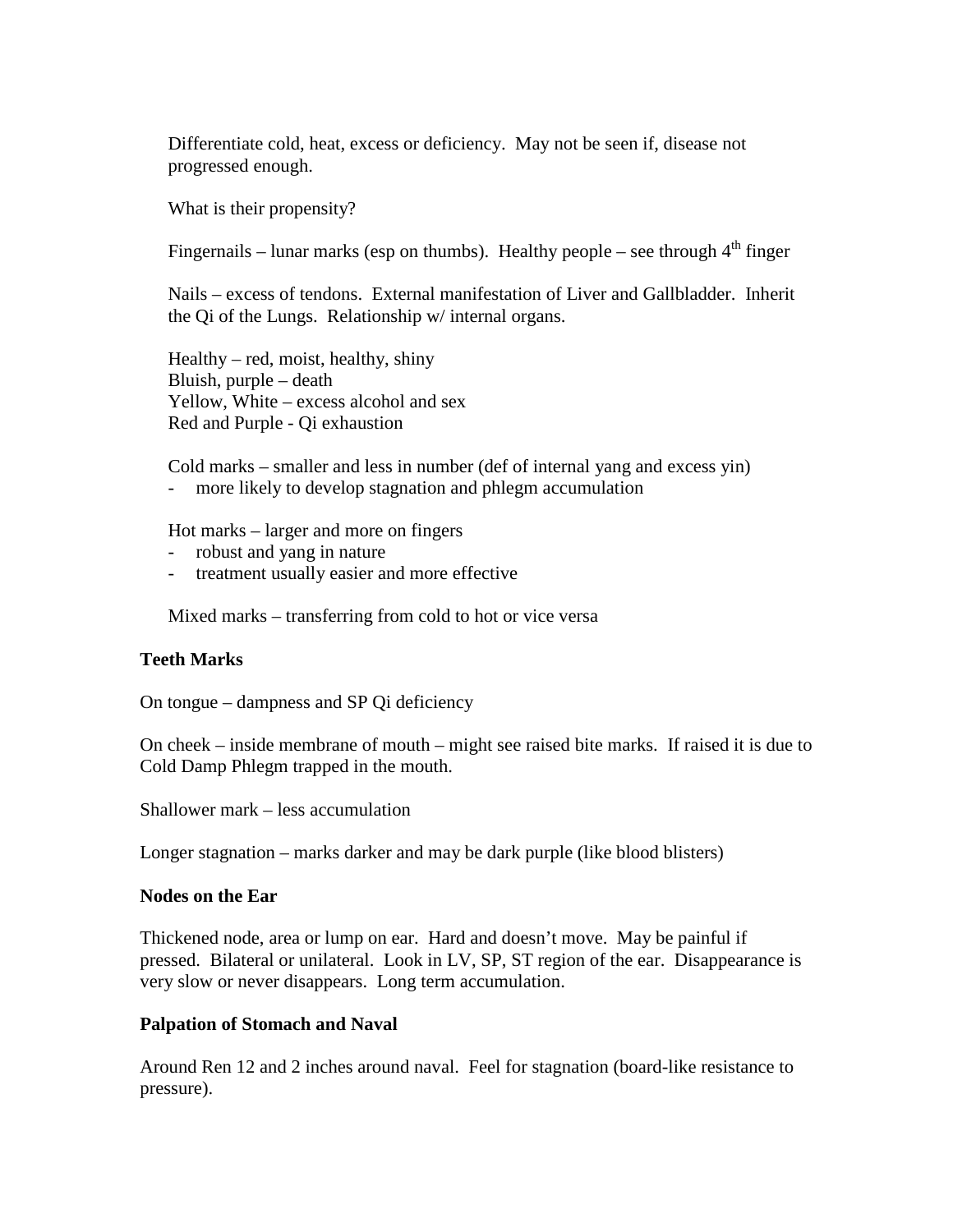Differentiate cold, heat, excess or deficiency. May not be seen if, disease not progressed enough.

What is their propensity?

Fingernails – lunar marks (esp on thumbs). Healthy people – see through $4^{th}$ finger

Nails – excess of tendons. External manifestation of Liver and Gallbladder. Inherit the Qi of the Lungs. Relationship w/ internal organs.

Healthy – red, moist, healthy, shiny
Bluish, purple – death
Yellow, White – excess alcohol and sex
Red and Purple - Qi exhaustion

Cold marks – smaller and less in number (def of internal yang and excess yin)
- more likely to develop stagnation and phlegm accumulation

Hot marks – larger and more on fingers
- robust and yang in nature
- treatment usually easier and more effective

Mixed marks – transferring from cold to hot or vice versa

**Teeth Marks**

On tongue – dampness and SP Qi deficiency

On cheek – inside membrane of mouth – might see raised bite marks. If raised it is due to Cold Damp Phlegm trapped in the mouth.

Shallower mark – less accumulation

Longer stagnation – marks darker and may be dark purple (like blood blisters)

**Nodes on the Ear**

Thickened node, area or lump on ear. Hard and doesn't move. May be painful if pressed. Bilateral or unilateral. Look in LV, SP, ST region of the ear. Disappearance is very slow or never disappears. Long term accumulation.

**Palpation of Stomach and Naval**

Around Ren 12 and 2 inches around naval. Feel for stagnation (board-like resistance to pressure).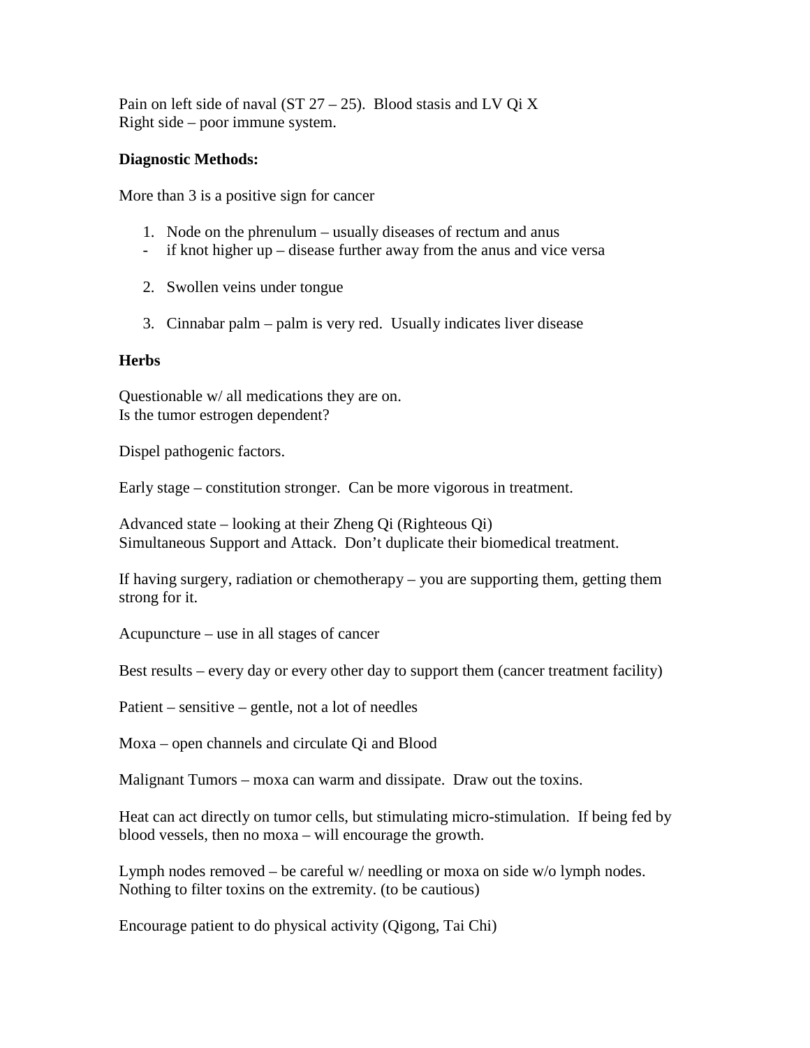Pain on left side of naval (ST 27 – 25). Blood stasis and LV Qi X
Right side – poor immune system.

**Diagnostic Methods:**

More than 3 is a positive sign for cancer

1. Node on the phrenulum – usually diseases of rectum and anus

- if knot higher up – disease further away from the anus and vice versa

2. Swollen veins under tongue

3. Cinnabar palm – palm is very red. Usually indicates liver disease

**Herbs**

Questionable w/ all medications they are on.
Is the tumor estrogen dependent?

Dispel pathogenic factors.

Early stage – constitution stronger. Can be more vigorous in treatment.

Advanced state – looking at their Zheng Qi (Righteous Qi)
Simultaneous Support and Attack. Don't duplicate their biomedical treatment.

If having surgery, radiation or chemotherapy – you are supporting them, getting them strong for it.

Acupuncture – use in all stages of cancer

Best results – every day or every other day to support them (cancer treatment facility)

Patient – sensitive – gentle, not a lot of needles

Moxa – open channels and circulate Qi and Blood

Malignant Tumors – moxa can warm and dissipate. Draw out the toxins.

Heat can act directly on tumor cells, but stimulating micro-stimulation. If being fed by blood vessels, then no moxa – will encourage the growth.

Lymph nodes removed – be careful w/ needling or moxa on side w/o lymph nodes. Nothing to filter toxins on the extremity. (to be cautious)

Encourage patient to do physical activity (Qigong, Tai Chi)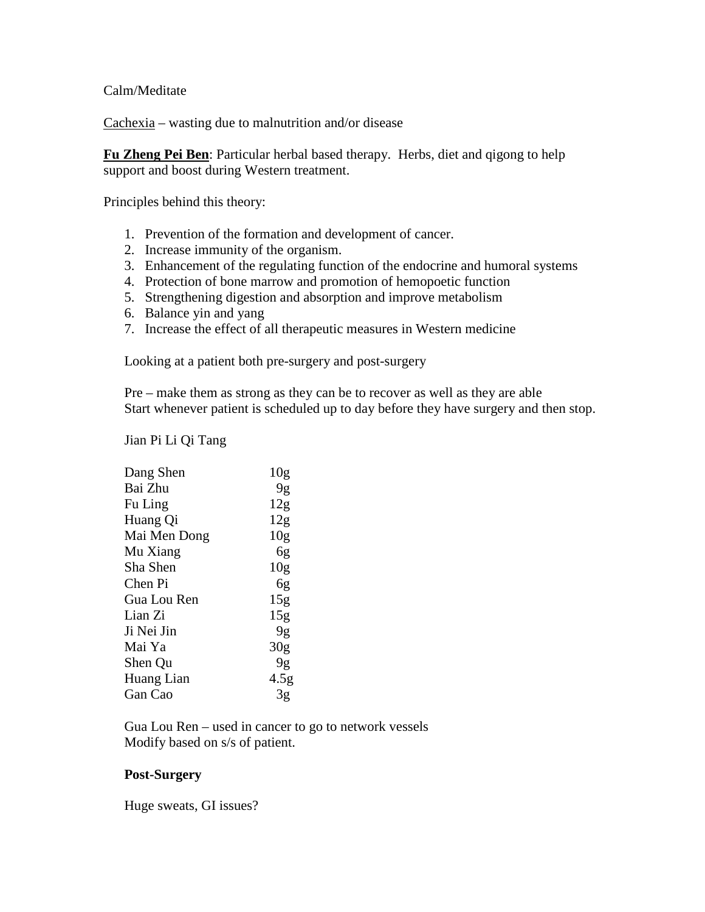Calm/Meditate

Cachexia – wasting due to malnutrition and/or disease

**Fu Zheng Pei Ben**: Particular herbal based therapy. Herbs, diet and qigong to help support and boost during Western treatment.

Principles behind this theory:

1. Prevention of the formation and development of cancer.
2. Increase immunity of the organism.
3. Enhancement of the regulating function of the endocrine and humoral systems
4. Protection of bone marrow and promotion of hemopoetic function
5. Strengthening digestion and absorption and improve metabolism
6. Balance yin and yang
7. Increase the effect of all therapeutic measures in Western medicine

Looking at a patient both pre-surgery and post-surgery

Pre – make them as strong as they can be to recover as well as they are able
Start whenever patient is scheduled up to day before they have surgery and then stop.

Jian Pi Li Qi Tang

| | |
|---|---|
| Dang Shen | 10g |
| Bai Zhu | 9g |
| Fu Ling | 12g |
| Huang Qi | 12g |
| Mai Men Dong | 10g |
| Mu Xiang | 6g |
| Sha Shen | 10g |
| Chen Pi | 6g |
| Gua Lou Ren | 15g |
| Lian Zi | 15g |
| Ji Nei Jin | 9g |
| Mai Ya | 30g |
| Shen Qu | 9g |
| Huang Lian | 4.5g |
| Gan Cao | 3g |

Gua Lou Ren – used in cancer to go to network vessels
Modify based on s/s of patient.

**Post-Surgery**

Huge sweats, GI issues?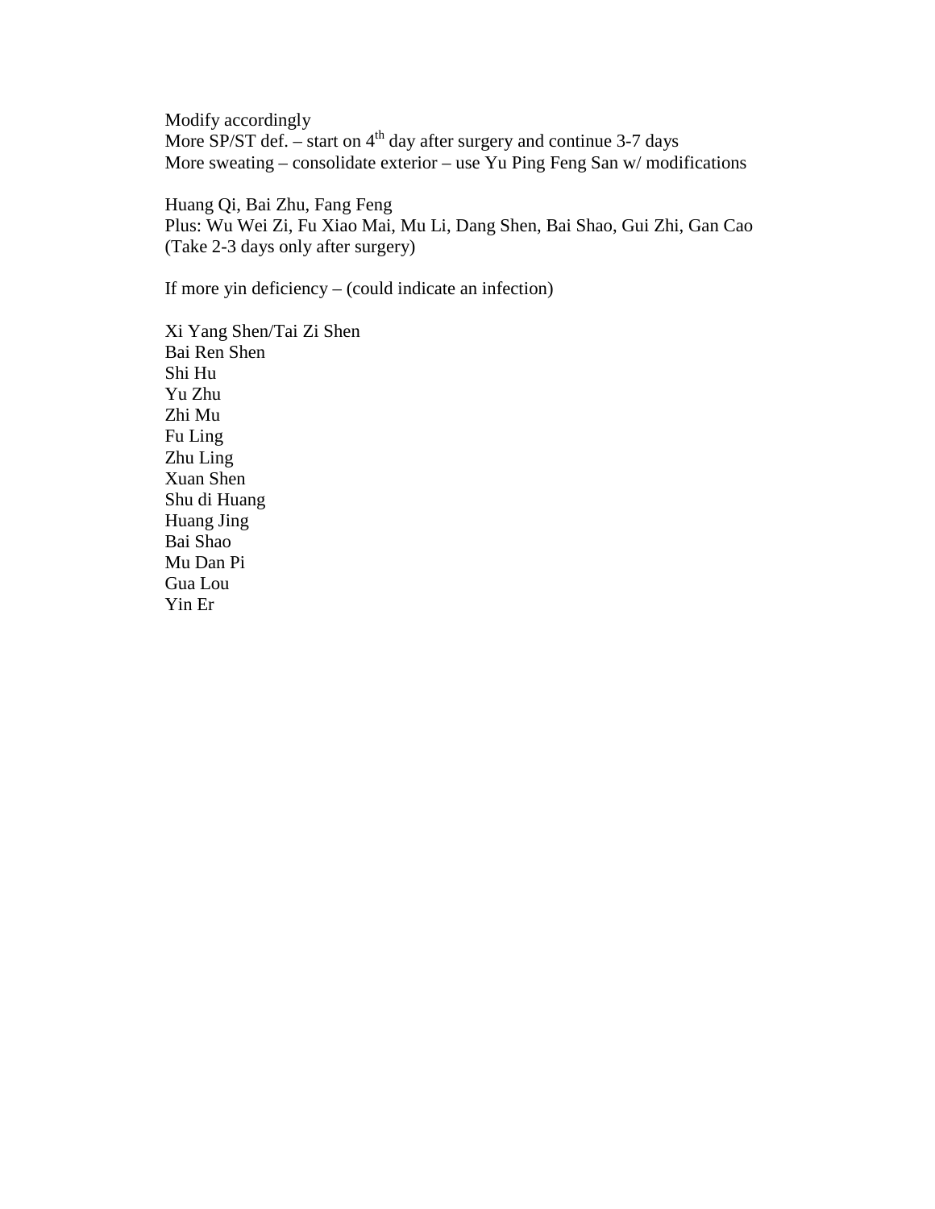Modify accordingly
More SP/ST def. – start on 4th day after surgery and continue 3-7 days
More sweating – consolidate exterior – use Yu Ping Feng San w/ modifications

Huang Qi, Bai Zhu, Fang Feng
Plus: Wu Wei Zi, Fu Xiao Mai, Mu Li, Dang Shen, Bai Shao, Gui Zhi, Gan Cao
(Take 2-3 days only after surgery)

If more yin deficiency – (could indicate an infection)

Xi Yang Shen/Tai Zi Shen
Bai Ren Shen
Shi Hu
Yu Zhu
Zhi Mu
Fu Ling
Zhu Ling
Xuan Shen
Shu di Huang
Huang Jing
Bai Shao
Mu Dan Pi
Gua Lou
Yin Er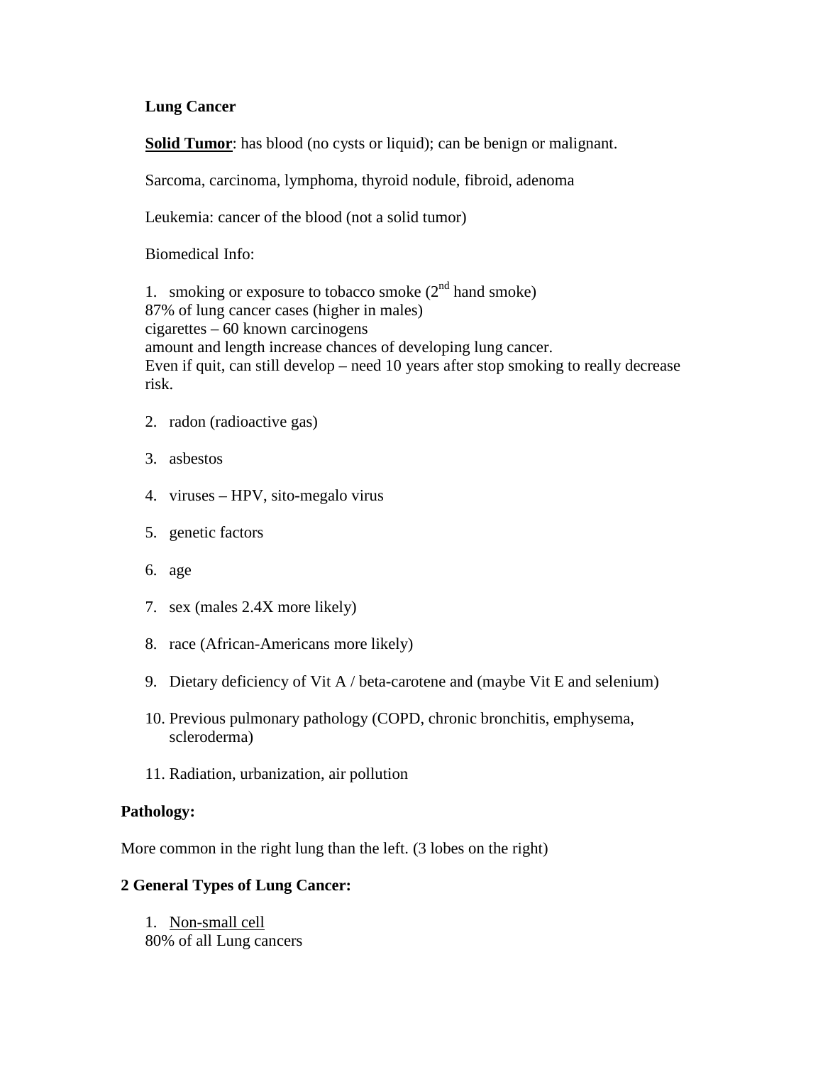**Lung Cancer**

**<u>Solid Tumor</u>**: has blood (no cysts or liquid); can be benign or malignant.

Sarcoma, carcinoma, lymphoma, thyroid nodule, fibroid, adenoma

Leukemia: cancer of the blood (not a solid tumor)

Biomedical Info:

1. smoking or exposure to tobacco smoke (2nd hand smoke)
   87% of lung cancer cases (higher in males)
   cigarettes – 60 known carcinogens
   amount and length increase chances of developing lung cancer.
   Even if quit, can still develop – need 10 years after stop smoking to really decrease risk.

2. radon (radioactive gas)

3. asbestos

4. viruses – HPV, sito-megalo virus

5. genetic factors

6. age

7. sex (males 2.4X more likely)

8. race (African-Americans more likely)

9. Dietary deficiency of Vit A / beta-carotene and (maybe Vit E and selenium)

10. Previous pulmonary pathology (COPD, chronic bronchitis, emphysema, scleroderma)

11. Radiation, urbanization, air pollution

**Pathology:**

More common in the right lung than the left. (3 lobes on the right)

**2 General Types of Lung Cancer:**

1. <u>Non-small cell</u>
   80% of all Lung cancers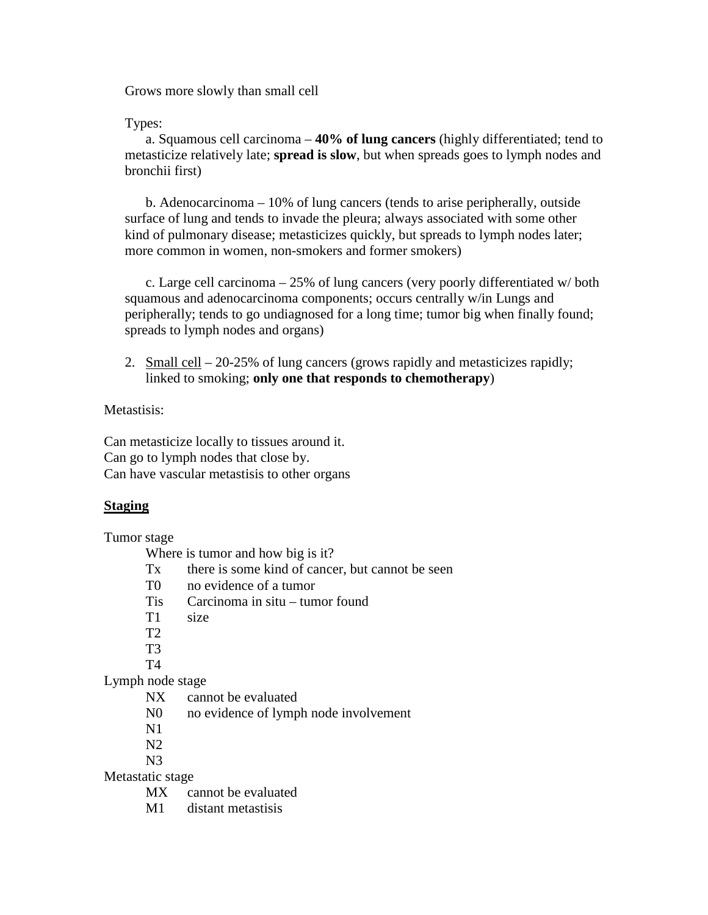Grows more slowly than small cell

Types:

a. Squamous cell carcinoma – **40% of lung cancers** (highly differentiated; tend to metasticize relatively late; **spread is slow**, but when spreads goes to lymph nodes and bronchii first)

b. Adenocarcinoma – 10% of lung cancers (tends to arise peripherally, outside surface of lung and tends to invade the pleura; always associated with some other kind of pulmonary disease; metasticizes quickly, but spreads to lymph nodes later; more common in women, non-smokers and former smokers)

c. Large cell carcinoma – 25% of lung cancers (very poorly differentiated w/ both squamous and adenocarcinoma components; occurs centrally w/in Lungs and peripherally; tends to go undiagnosed for a long time; tumor big when finally found; spreads to lymph nodes and organs)

2. <u>Small cell</u> – 20-25% of lung cancers (grows rapidly and metasticizes rapidly; linked to smoking; **only one that responds to chemotherapy**)

Metastisis:

Can metasticize locally to tissues around it.
Can go to lymph nodes that close by.
Can have vascular metastisis to other organs

**<u>Staging</u>**

Tumor stage

Where is tumor and how big is it?

- Tx there is some kind of cancer, but cannot be seen
- T0 no evidence of a tumor
- Tis Carcinoma in situ – tumor found
- T1 size
- T2
- T3
- T4

Lymph node stage

- NX cannot be evaluated
- N0 no evidence of lymph node involvement
- N1
- N2
- N3

Metastatic stage

- MX cannot be evaluated
- M1 distant metastisis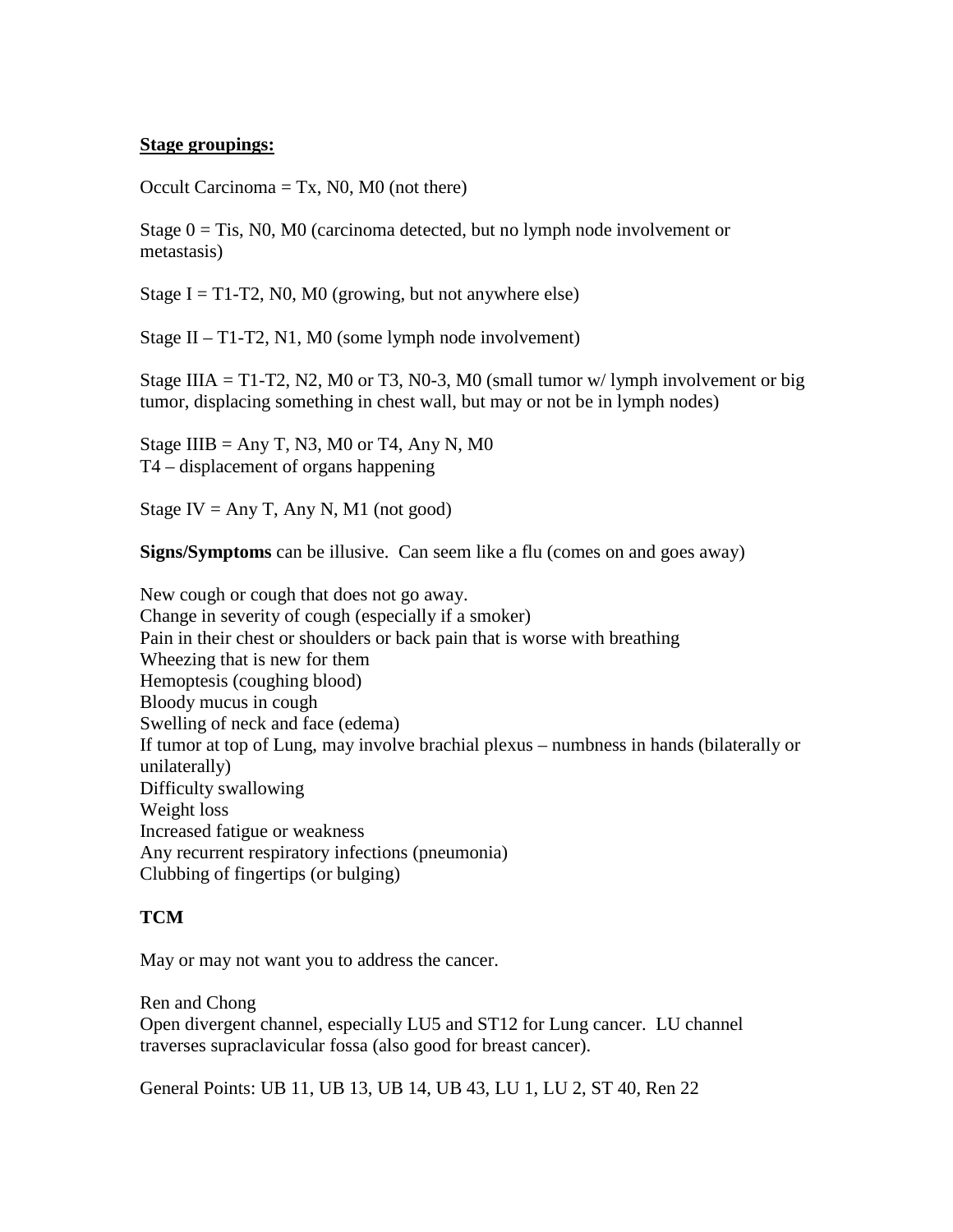**Stage groupings:**

Occult Carcinoma = Tx, N0, M0 (not there)

Stage 0 = Tis, N0, M0 (carcinoma detected, but no lymph node involvement or metastasis)

Stage I = T1-T2, N0, M0 (growing, but not anywhere else)

Stage II – T1-T2, N1, M0 (some lymph node involvement)

Stage IIIA = T1-T2, N2, M0 or T3, N0-3, M0 (small tumor w/ lymph involvement or big tumor, displacing something in chest wall, but may or not be in lymph nodes)

Stage IIIB = Any T, N3, M0 or T4, Any N, M0
T4 – displacement of organs happening

Stage IV = Any T, Any N, M1 (not good)

**Signs/Symptoms** can be illusive. Can seem like a flu (comes on and goes away)

New cough or cough that does not go away.
Change in severity of cough (especially if a smoker)
Pain in their chest or shoulders or back pain that is worse with breathing
Wheezing that is new for them
Hemoptesis (coughing blood)
Bloody mucus in cough
Swelling of neck and face (edema)
If tumor at top of Lung, may involve brachial plexus – numbness in hands (bilaterally or unilaterally)
Difficulty swallowing
Weight loss
Increased fatigue or weakness
Any recurrent respiratory infections (pneumonia)
Clubbing of fingertips (or bulging)

**TCM**

May or may not want you to address the cancer.

Ren and Chong
Open divergent channel, especially LU5 and ST12 for Lung cancer. LU channel traverses supraclavicular fossa (also good for breast cancer).

General Points: UB 11, UB 13, UB 14, UB 43, LU 1, LU 2, ST 40, Ren 22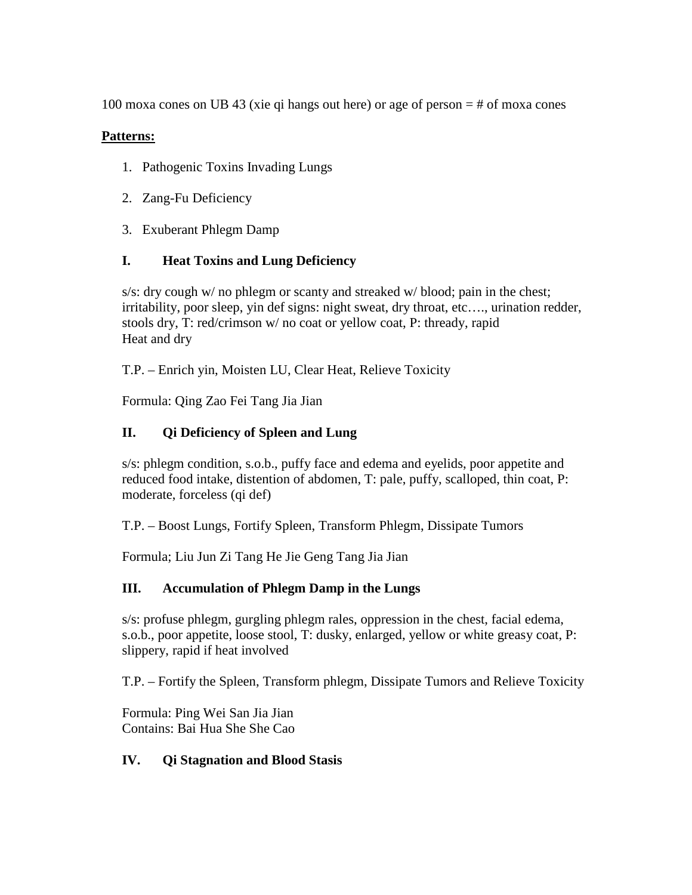100 moxa cones on UB 43 (xie qi hangs out here) or age of person = # of moxa cones

**Patterns:**

1. Pathogenic Toxins Invading Lungs
2. Zang-Fu Deficiency
3. Exuberant Phlegm Damp

### I. Heat Toxins and Lung Deficiency

s/s: dry cough w/ no phlegm or scanty and streaked w/ blood; pain in the chest; irritability, poor sleep, yin def signs: night sweat, dry throat, etc…., urination redder, stools dry, T: red/crimson w/ no coat or yellow coat, P: thready, rapid
Heat and dry

T.P. – Enrich yin, Moisten LU, Clear Heat, Relieve Toxicity

Formula: Qing Zao Fei Tang Jia Jian

### II. Qi Deficiency of Spleen and Lung

s/s: phlegm condition, s.o.b., puffy face and edema and eyelids, poor appetite and reduced food intake, distention of abdomen, T: pale, puffy, scalloped, thin coat, P: moderate, forceless (qi def)

T.P. – Boost Lungs, Fortify Spleen, Transform Phlegm, Dissipate Tumors

Formula; Liu Jun Zi Tang He Jie Geng Tang Jia Jian

### III. Accumulation of Phlegm Damp in the Lungs

s/s: profuse phlegm, gurgling phlegm rales, oppression in the chest, facial edema, s.o.b., poor appetite, loose stool, T: dusky, enlarged, yellow or white greasy coat, P: slippery, rapid if heat involved

T.P. – Fortify the Spleen, Transform phlegm, Dissipate Tumors and Relieve Toxicity

Formula: Ping Wei San Jia Jian
Contains: Bai Hua She She Cao

### IV. Qi Stagnation and Blood Stasis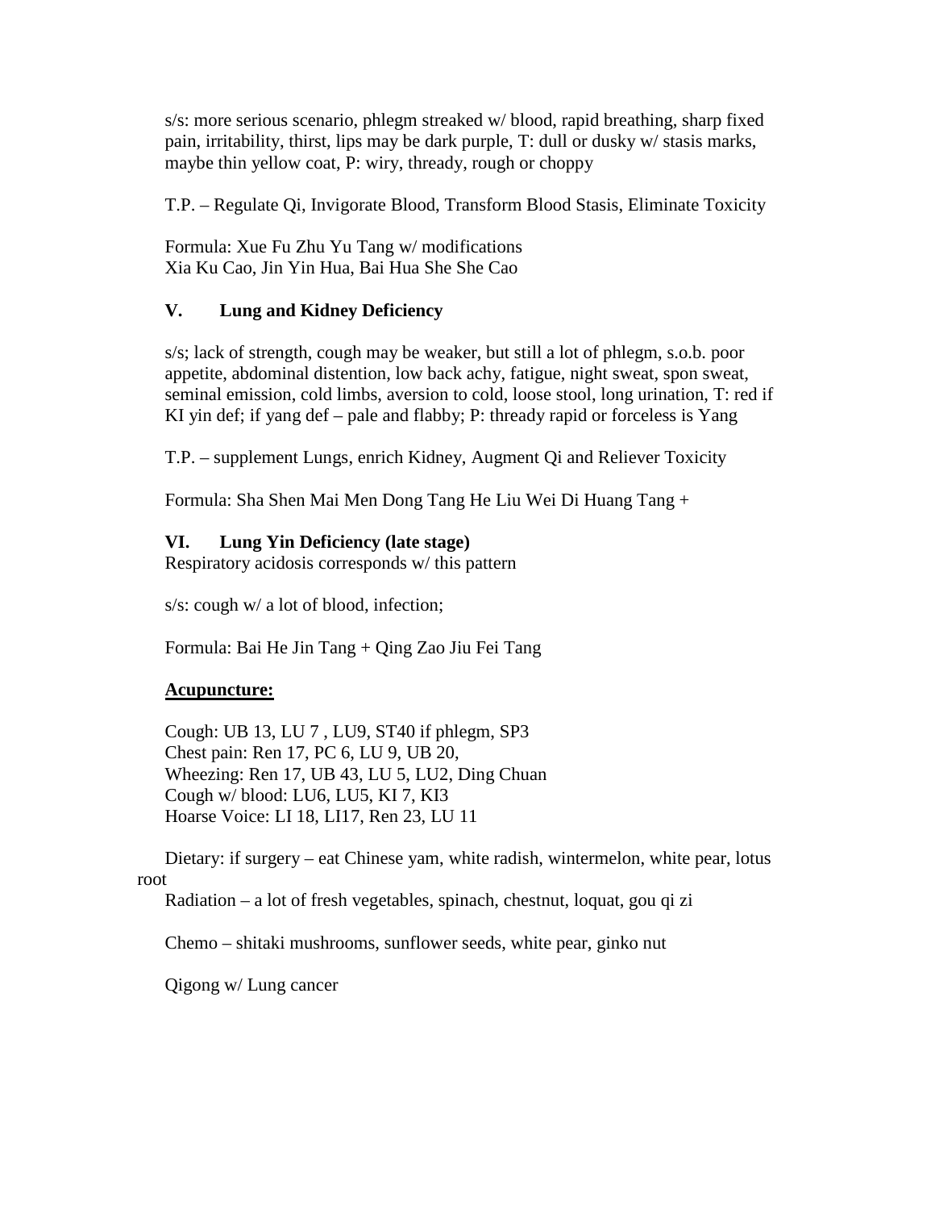s/s: more serious scenario, phlegm streaked w/ blood, rapid breathing, sharp fixed pain, irritability, thirst, lips may be dark purple, T: dull or dusky w/ stasis marks, maybe thin yellow coat, P: wiry, thready, rough or choppy

T.P. – Regulate Qi, Invigorate Blood, Transform Blood Stasis, Eliminate Toxicity

Formula: Xue Fu Zhu Yu Tang w/ modifications
Xia Ku Cao, Jin Yin Hua, Bai Hua She She Cao

### V. Lung and Kidney Deficiency

s/s; lack of strength, cough may be weaker, but still a lot of phlegm, s.o.b. poor appetite, abdominal distention, low back achy, fatigue, night sweat, spon sweat, seminal emission, cold limbs, aversion to cold, loose stool, long urination, T: red if KI yin def; if yang def – pale and flabby; P: thready rapid or forceless is Yang

T.P. – supplement Lungs, enrich Kidney, Augment Qi and Reliever Toxicity

Formula: Sha Shen Mai Men Dong Tang He Liu Wei Di Huang Tang +

### VI. Lung Yin Deficiency (late stage)

Respiratory acidosis corresponds w/ this pattern

s/s: cough w/ a lot of blood, infection;

Formula: Bai He Jin Tang + Qing Zao Jiu Fei Tang

**Acupuncture:**

Cough: UB 13, LU 7 , LU9, ST40 if phlegm, SP3
Chest pain: Ren 17, PC 6, LU 9, UB 20,
Wheezing: Ren 17, UB 43, LU 5, LU2, Ding Chuan
Cough w/ blood: LU6, LU5, KI 7, KI3
Hoarse Voice: LI 18, LI17, Ren 23, LU 11

Dietary: if surgery – eat Chinese yam, white radish, wintermelon, white pear, lotus root

Radiation – a lot of fresh vegetables, spinach, chestnut, loquat, gou qi zi

Chemo – shitaki mushrooms, sunflower seeds, white pear, ginko nut

Qigong w/ Lung cancer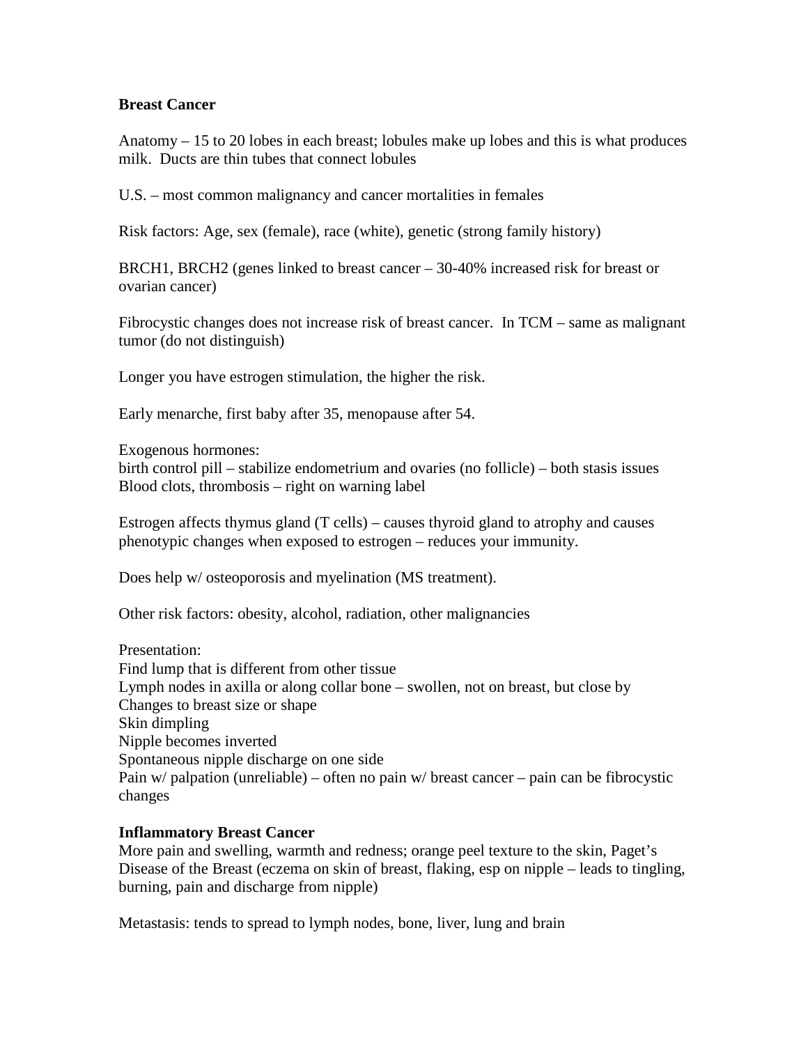**Breast Cancer**

Anatomy – 15 to 20 lobes in each breast; lobules make up lobes and this is what produces milk. Ducts are thin tubes that connect lobules

U.S. – most common malignancy and cancer mortalities in females

Risk factors: Age, sex (female), race (white), genetic (strong family history)

BRCH1, BRCH2 (genes linked to breast cancer – 30-40% increased risk for breast or ovarian cancer)

Fibrocystic changes does not increase risk of breast cancer. In TCM – same as malignant tumor (do not distinguish)

Longer you have estrogen stimulation, the higher the risk.

Early menarche, first baby after 35, menopause after 54.

Exogenous hormones:
birth control pill – stabilize endometrium and ovaries (no follicle) – both stasis issues
Blood clots, thrombosis – right on warning label

Estrogen affects thymus gland (T cells) – causes thyroid gland to atrophy and causes phenotypic changes when exposed to estrogen – reduces your immunity.

Does help w/ osteoporosis and myelination (MS treatment).

Other risk factors: obesity, alcohol, radiation, other malignancies

Presentation:
Find lump that is different from other tissue
Lymph nodes in axilla or along collar bone – swollen, not on breast, but close by
Changes to breast size or shape
Skin dimpling
Nipple becomes inverted
Spontaneous nipple discharge on one side
Pain w/ palpation (unreliable) – often no pain w/ breast cancer – pain can be fibrocystic changes

**Inflammatory Breast Cancer**
More pain and swelling, warmth and redness; orange peel texture to the skin, Paget's Disease of the Breast (eczema on skin of breast, flaking, esp on nipple – leads to tingling, burning, pain and discharge from nipple)

Metastasis: tends to spread to lymph nodes, bone, liver, lung and brain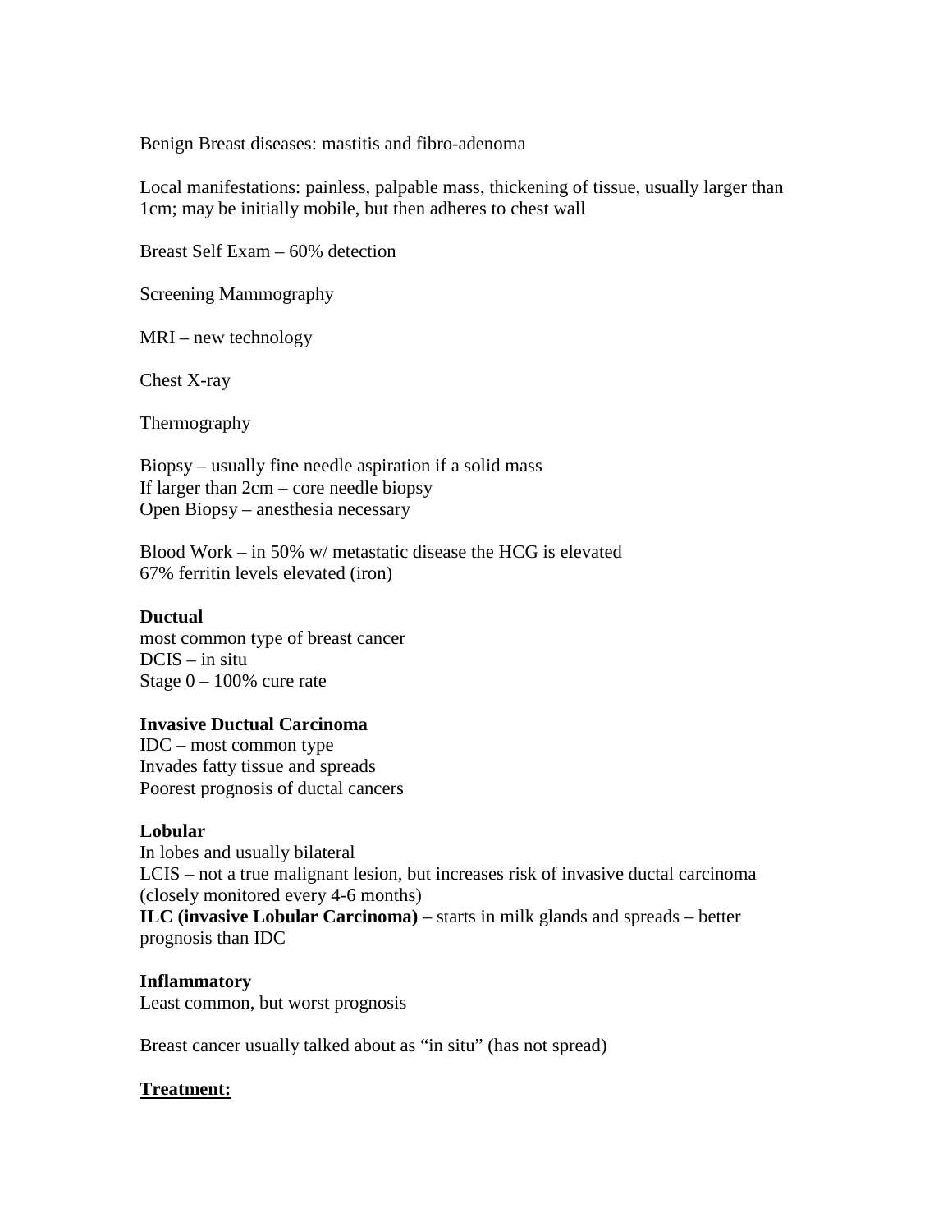Benign Breast diseases: mastitis and fibro-adenoma

Local manifestations: painless, palpable mass, thickening of tissue, usually larger than 1cm; may be initially mobile, but then adheres to chest wall

Breast Self Exam – 60% detection

Screening Mammography

MRI – new technology

Chest X-ray

Thermography

Biopsy – usually fine needle aspiration if a solid mass
If larger than 2cm – core needle biopsy
Open Biopsy – anesthesia necessary

Blood Work – in 50% w/ metastatic disease the HCG is elevated
67% ferritin levels elevated (iron)

**Ductual**
most common type of breast cancer
DCIS – in situ
Stage 0 – 100% cure rate

**Invasive Ductual Carcinoma**
IDC – most common type
Invades fatty tissue and spreads
Poorest prognosis of ductal cancers

**Lobular**
In lobes and usually bilateral
LCIS – not a true malignant lesion, but increases risk of invasive ductal carcinoma (closely monitored every 4-6 months)
**ILC (invasive Lobular Carcinoma)** – starts in milk glands and spreads – better prognosis than IDC

**Inflammatory**
Least common, but worst prognosis

Breast cancer usually talked about as "in situ" (has not spread)

**<u>Treatment:</u>**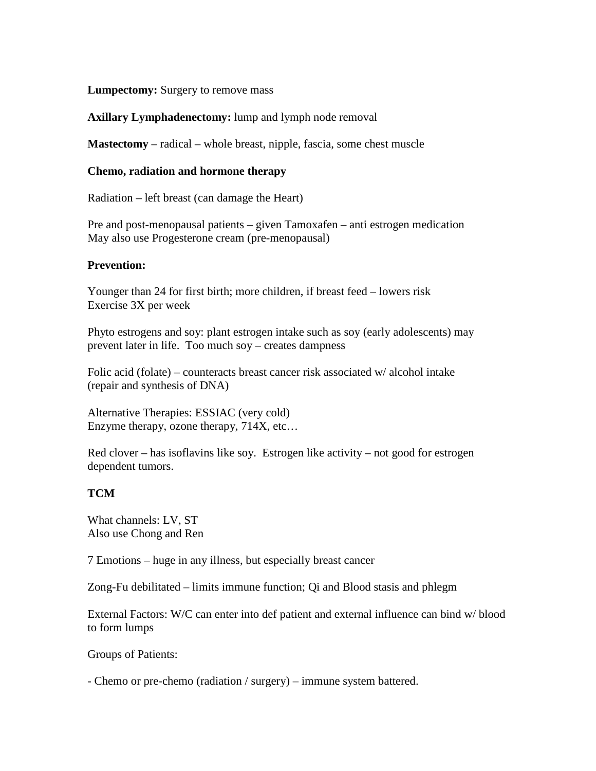**Lumpectomy:** Surgery to remove mass

**Axillary Lymphadenectomy:** lump and lymph node removal

**Mastectomy** – radical – whole breast, nipple, fascia, some chest muscle

**Chemo, radiation and hormone therapy**

Radiation – left breast (can damage the Heart)

Pre and post-menopausal patients – given Tamoxafen – anti estrogen medication
May also use Progesterone cream (pre-menopausal)

**Prevention:**

Younger than 24 for first birth; more children, if breast feed – lowers risk
Exercise 3X per week

Phyto estrogens and soy: plant estrogen intake such as soy (early adolescents) may prevent later in life. Too much soy – creates dampness

Folic acid (folate) – counteracts breast cancer risk associated w/ alcohol intake (repair and synthesis of DNA)

Alternative Therapies: ESSIAC (very cold)
Enzyme therapy, ozone therapy, 714X, etc…

Red clover – has isoflavins like soy. Estrogen like activity – not good for estrogen dependent tumors.

**TCM**

What channels: LV, ST
Also use Chong and Ren

7 Emotions – huge in any illness, but especially breast cancer

Zong-Fu debilitated – limits immune function; Qi and Blood stasis and phlegm

External Factors: W/C can enter into def patient and external influence can bind w/ blood to form lumps

Groups of Patients:

- Chemo or pre-chemo (radiation / surgery) – immune system battered.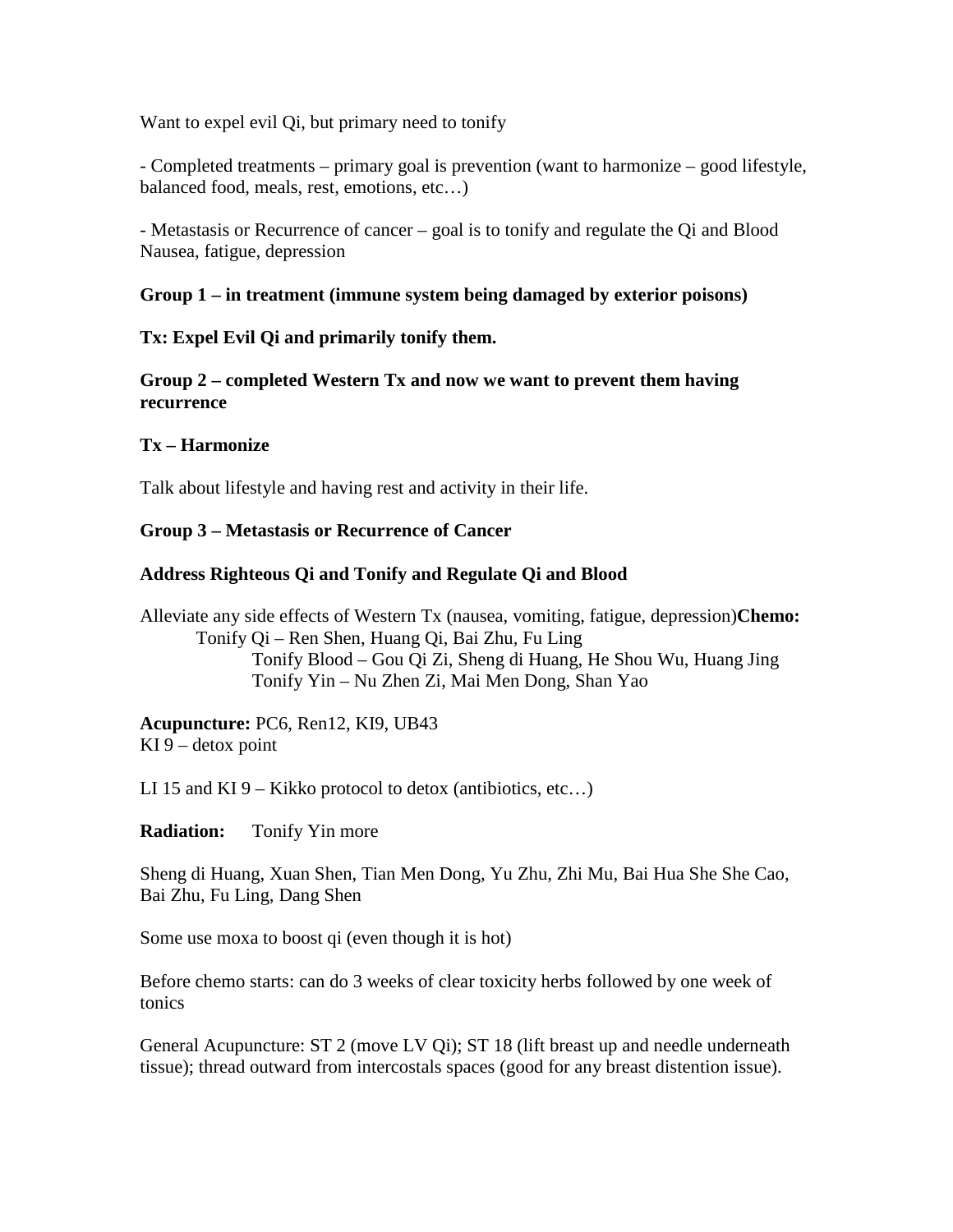Want to expel evil Qi, but primary need to tonify

- Completed treatments – primary goal is prevention (want to harmonize – good lifestyle, balanced food, meals, rest, emotions, etc…)

- Metastasis or Recurrence of cancer – goal is to tonify and regulate the Qi and Blood Nausea, fatigue, depression

**Group 1 – in treatment (immune system being damaged by exterior poisons)**

**Tx: Expel Evil Qi and primarily tonify them.**

**Group 2 – completed Western Tx and now we want to prevent them having recurrence**

**Tx – Harmonize**

Talk about lifestyle and having rest and activity in their life.

**Group 3 – Metastasis or Recurrence of Cancer**

**Address Righteous Qi and Tonify and Regulate Qi and Blood**

Alleviate any side effects of Western Tx (nausea, vomiting, fatigue, depression)**Chemo:**
Tonify Qi – Ren Shen, Huang Qi, Bai Zhu, Fu Ling
Tonify Blood – Gou Qi Zi, Sheng di Huang, He Shou Wu, Huang Jing
Tonify Yin – Nu Zhen Zi, Mai Men Dong, Shan Yao

**Acupuncture:** PC6, Ren12, KI9, UB43
KI 9 – detox point

LI 15 and KI 9 – Kikko protocol to detox (antibiotics, etc…)

**Radiation:** Tonify Yin more

Sheng di Huang, Xuan Shen, Tian Men Dong, Yu Zhu, Zhi Mu, Bai Hua She She Cao, Bai Zhu, Fu Ling, Dang Shen

Some use moxa to boost qi (even though it is hot)

Before chemo starts: can do 3 weeks of clear toxicity herbs followed by one week of tonics

General Acupuncture: ST 2 (move LV Qi); ST 18 (lift breast up and needle underneath tissue); thread outward from intercostals spaces (good for any breast distention issue).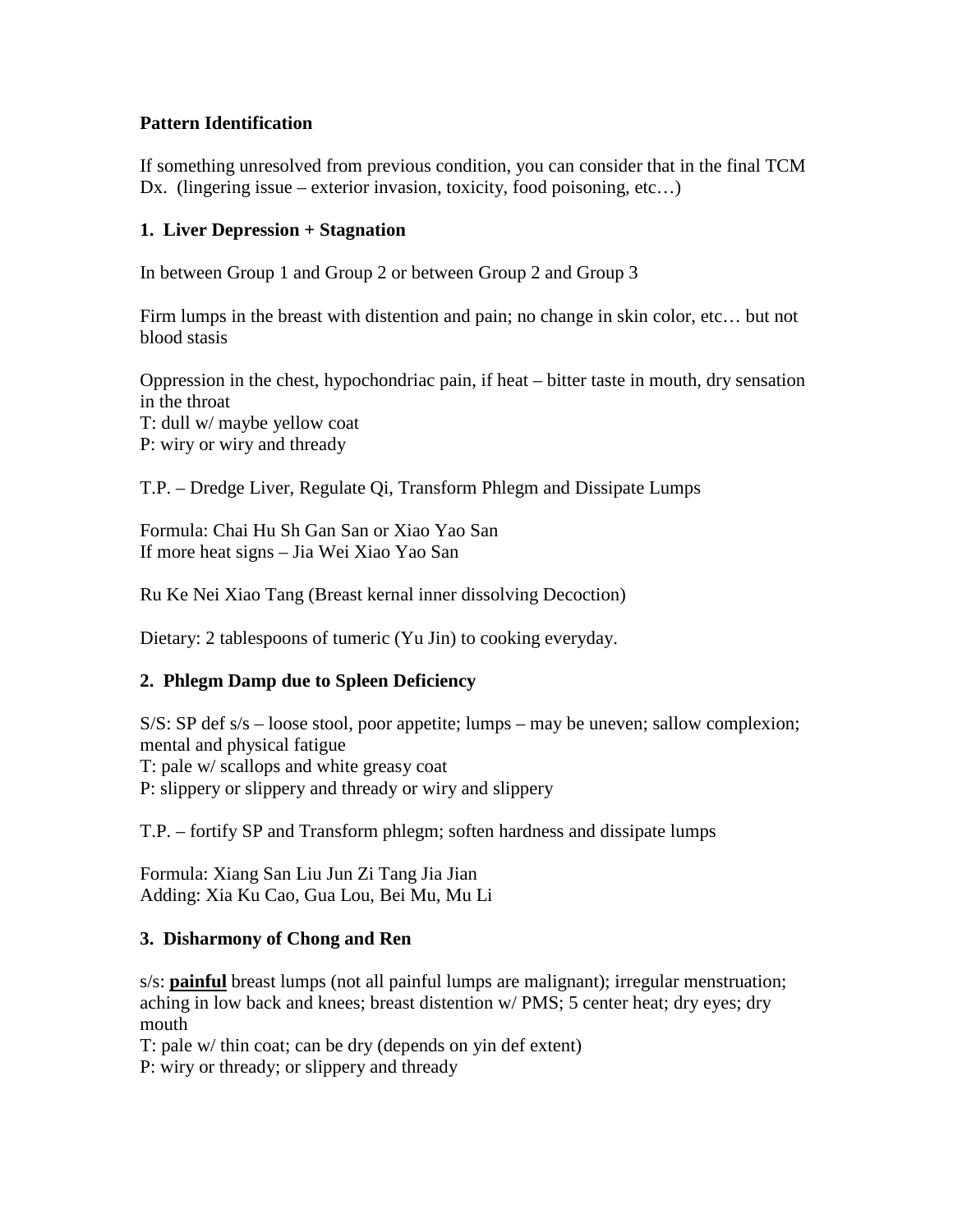**Pattern Identification**

If something unresolved from previous condition, you can consider that in the final TCM Dx. (lingering issue – exterior invasion, toxicity, food poisoning, etc…)

**1. Liver Depression + Stagnation**

In between Group 1 and Group 2 or between Group 2 and Group 3

Firm lumps in the breast with distention and pain; no change in skin color, etc… but not blood stasis

Oppression in the chest, hypochondriac pain, if heat – bitter taste in mouth, dry sensation in the throat
T: dull w/ maybe yellow coat
P: wiry or wiry and thready

T.P. – Dredge Liver, Regulate Qi, Transform Phlegm and Dissipate Lumps

Formula: Chai Hu Sh Gan San or Xiao Yao San
If more heat signs – Jia Wei Xiao Yao San

Ru Ke Nei Xiao Tang (Breast kernal inner dissolving Decoction)

Dietary: 2 tablespoons of tumeric (Yu Jin) to cooking everyday.

**2. Phlegm Damp due to Spleen Deficiency**

S/S: SP def s/s – loose stool, poor appetite; lumps – may be uneven; sallow complexion; mental and physical fatigue
T: pale w/ scallops and white greasy coat
P: slippery or slippery and thready or wiry and slippery

T.P. – fortify SP and Transform phlegm; soften hardness and dissipate lumps

Formula: Xiang San Liu Jun Zi Tang Jia Jian
Adding: Xia Ku Cao, Gua Lou, Bei Mu, Mu Li

**3. Disharmony of Chong and Ren**

s/s: **painful** breast lumps (not all painful lumps are malignant); irregular menstruation; aching in low back and knees; breast distention w/ PMS; 5 center heat; dry eyes; dry mouth
T: pale w/ thin coat; can be dry (depends on yin def extent)
P: wiry or thready; or slippery and thready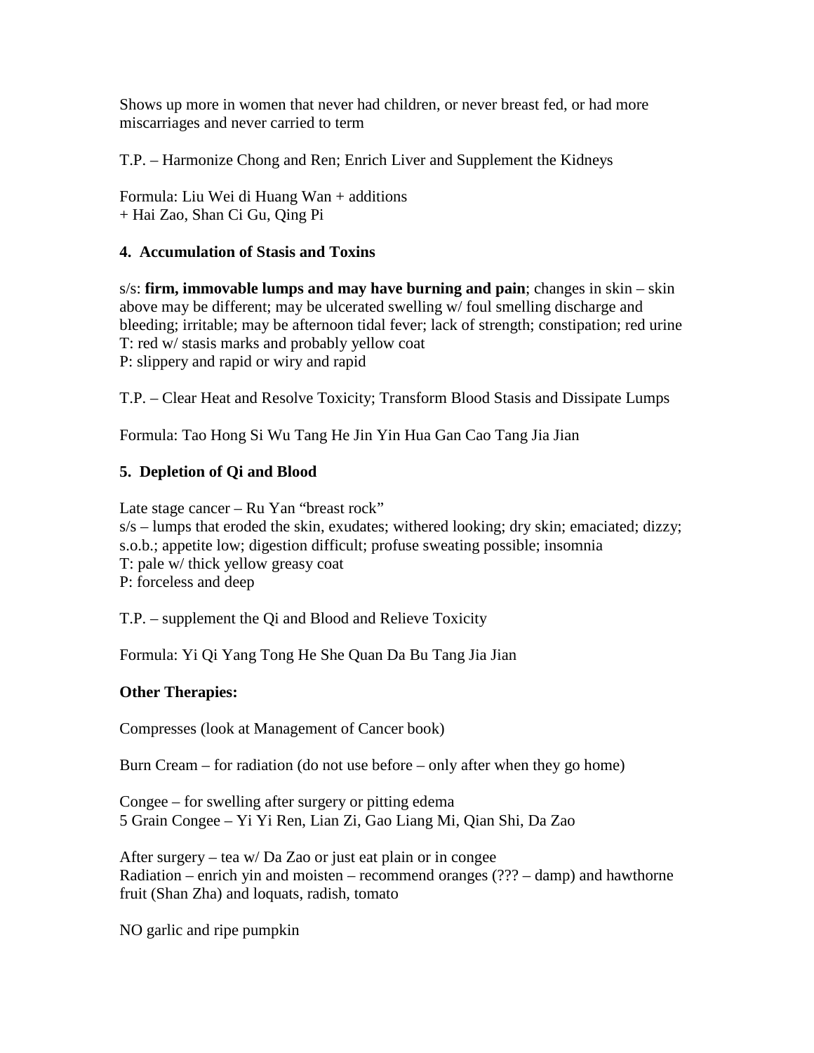Shows up more in women that never had children, or never breast fed, or had more miscarriages and never carried to term

T.P. – Harmonize Chong and Ren; Enrich Liver and Supplement the Kidneys

Formula: Liu Wei di Huang Wan + additions
+ Hai Zao, Shan Ci Gu, Qing Pi

**4. Accumulation of Stasis and Toxins**

s/s: **firm, immovable lumps and may have burning and pain**; changes in skin – skin above may be different; may be ulcerated swelling w/ foul smelling discharge and bleeding; irritable; may be afternoon tidal fever; lack of strength; constipation; red urine
T: red w/ stasis marks and probably yellow coat
P: slippery and rapid or wiry and rapid

T.P. – Clear Heat and Resolve Toxicity; Transform Blood Stasis and Dissipate Lumps

Formula: Tao Hong Si Wu Tang He Jin Yin Hua Gan Cao Tang Jia Jian

**5. Depletion of Qi and Blood**

Late stage cancer – Ru Yan "breast rock"
s/s – lumps that eroded the skin, exudates; withered looking; dry skin; emaciated; dizzy; s.o.b.; appetite low; digestion difficult; profuse sweating possible; insomnia
T: pale w/ thick yellow greasy coat
P: forceless and deep

T.P. – supplement the Qi and Blood and Relieve Toxicity

Formula: Yi Qi Yang Tong He She Quan Da Bu Tang Jia Jian

**Other Therapies:**

Compresses (look at Management of Cancer book)

Burn Cream – for radiation (do not use before – only after when they go home)

Congee – for swelling after surgery or pitting edema
5 Grain Congee – Yi Yi Ren, Lian Zi, Gao Liang Mi, Qian Shi, Da Zao

After surgery – tea w/ Da Zao or just eat plain or in congee
Radiation – enrich yin and moisten – recommend oranges (??? – damp) and hawthorne fruit (Shan Zha) and loquats, radish, tomato

NO garlic and ripe pumpkin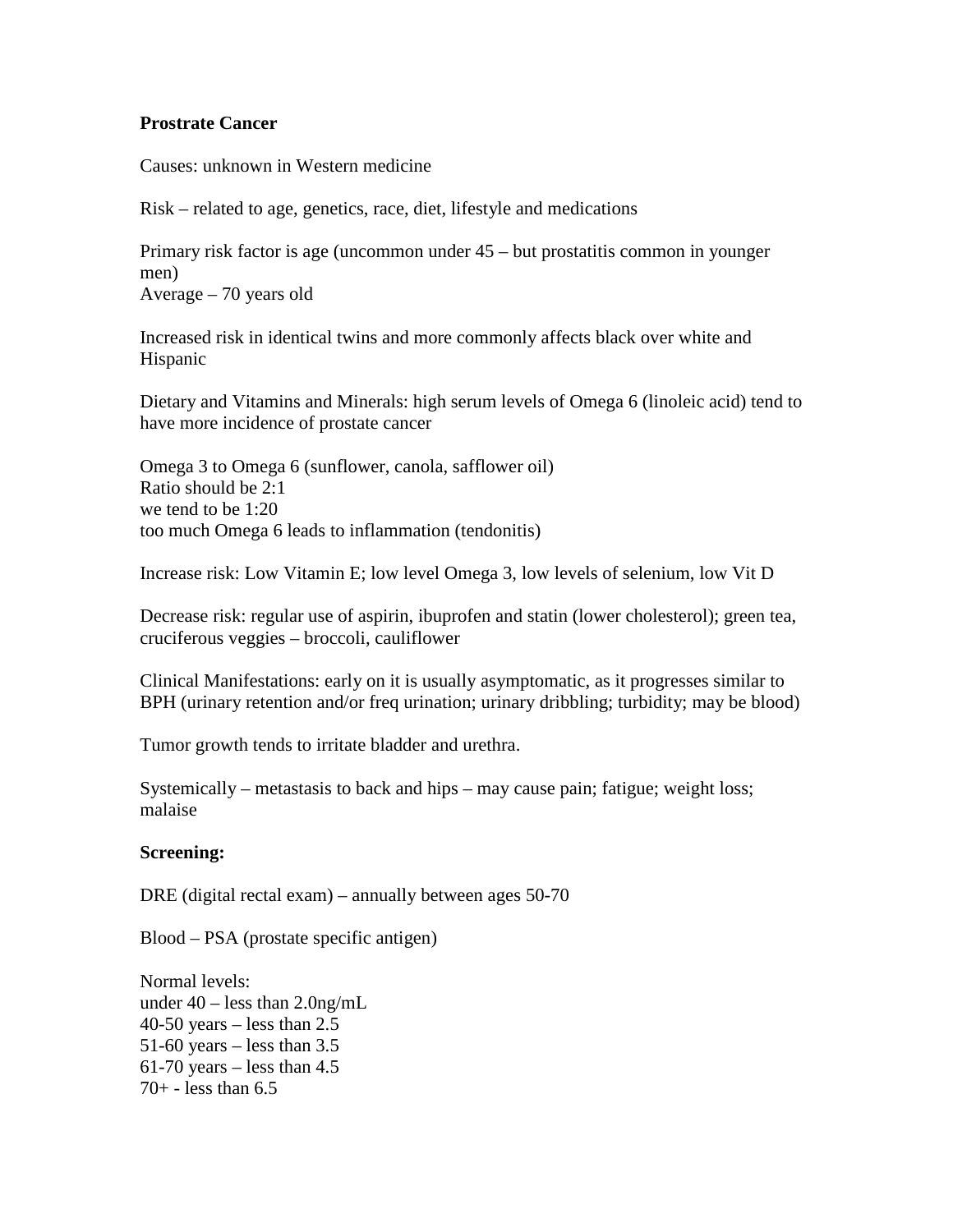**Prostrate Cancer**

Causes: unknown in Western medicine

Risk – related to age, genetics, race, diet, lifestyle and medications

Primary risk factor is age (uncommon under 45 – but prostatitis common in younger men)
Average – 70 years old

Increased risk in identical twins and more commonly affects black over white and Hispanic

Dietary and Vitamins and Minerals: high serum levels of Omega 6 (linoleic acid) tend to have more incidence of prostate cancer

Omega 3 to Omega 6 (sunflower, canola, safflower oil)
Ratio should be 2:1
we tend to be 1:20
too much Omega 6 leads to inflammation (tendonitis)

Increase risk: Low Vitamin E; low level Omega 3, low levels of selenium, low Vit D

Decrease risk: regular use of aspirin, ibuprofen and statin (lower cholesterol); green tea, cruciferous veggies – broccoli, cauliflower

Clinical Manifestations: early on it is usually asymptomatic, as it progresses similar to BPH (urinary retention and/or freq urination; urinary dribbling; turbidity; may be blood)

Tumor growth tends to irritate bladder and urethra.

Systemically – metastasis to back and hips – may cause pain; fatigue; weight loss; malaise

**Screening:**

DRE (digital rectal exam) – annually between ages 50-70

Blood – PSA (prostate specific antigen)

Normal levels:
under 40 – less than 2.0ng/mL
40-50 years – less than 2.5
51-60 years – less than 3.5
61-70 years – less than 4.5
70+ - less than 6.5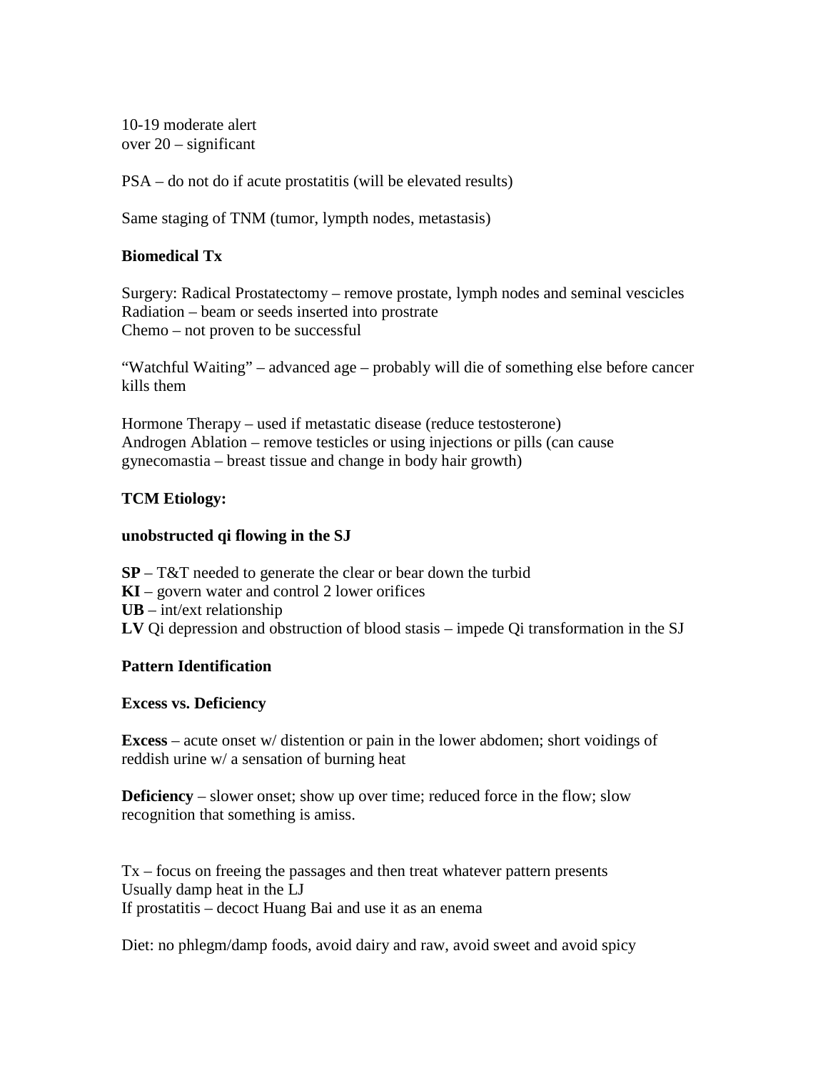10-19 moderate alert
over 20 – significant

PSA – do not do if acute prostatitis (will be elevated results)

Same staging of TNM (tumor, lympth nodes, metastasis)

**Biomedical Tx**

Surgery: Radical Prostatectomy – remove prostate, lymph nodes and seminal vescicles
Radiation – beam or seeds inserted into prostrate
Chemo – not proven to be successful

"Watchful Waiting" – advanced age – probably will die of something else before cancer kills them

Hormone Therapy – used if metastatic disease (reduce testosterone)
Androgen Ablation – remove testicles or using injections or pills (can cause gynecomastia – breast tissue and change in body hair growth)

**TCM Etiology:**

**unobstructed qi flowing in the SJ**

**SP** – T&T needed to generate the clear or bear down the turbid
**KI** – govern water and control 2 lower orifices
**UB** – int/ext relationship
**LV** Qi depression and obstruction of blood stasis – impede Qi transformation in the SJ

**Pattern Identification**

**Excess vs. Deficiency**

**Excess** – acute onset w/ distention or pain in the lower abdomen; short voidings of reddish urine w/ a sensation of burning heat

**Deficiency** – slower onset; show up over time; reduced force in the flow; slow recognition that something is amiss.

Tx – focus on freeing the passages and then treat whatever pattern presents
Usually damp heat in the LJ
If prostatitis – decoct Huang Bai and use it as an enema

Diet: no phlegm/damp foods, avoid dairy and raw, avoid sweet and avoid spicy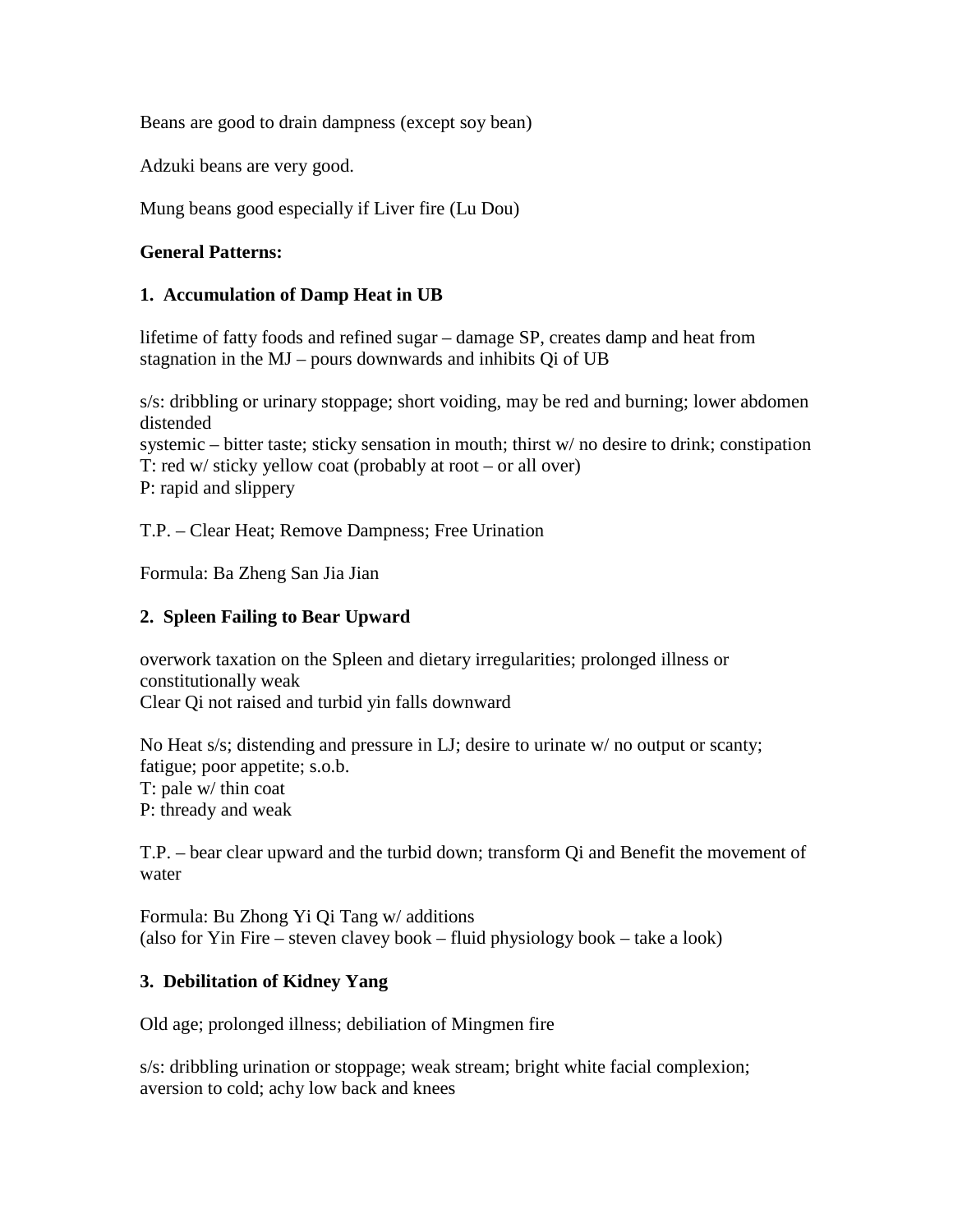Beans are good to drain dampness (except soy bean)

Adzuki beans are very good.

Mung beans good especially if Liver fire (Lu Dou)

**General Patterns:**

**1. Accumulation of Damp Heat in UB**

lifetime of fatty foods and refined sugar – damage SP, creates damp and heat from stagnation in the MJ – pours downwards and inhibits Qi of UB

s/s: dribbling or urinary stoppage; short voiding, may be red and burning; lower abdomen distended
systemic – bitter taste; sticky sensation in mouth; thirst w/ no desire to drink; constipation
T: red w/ sticky yellow coat (probably at root – or all over)
P: rapid and slippery

T.P. – Clear Heat; Remove Dampness; Free Urination

Formula: Ba Zheng San Jia Jian

**2. Spleen Failing to Bear Upward**

overwork taxation on the Spleen and dietary irregularities; prolonged illness or constitutionally weak
Clear Qi not raised and turbid yin falls downward

No Heat s/s; distending and pressure in LJ; desire to urinate w/ no output or scanty; fatigue; poor appetite; s.o.b.
T: pale w/ thin coat
P: thready and weak

T.P. – bear clear upward and the turbid down; transform Qi and Benefit the movement of water

Formula: Bu Zhong Yi Qi Tang w/ additions
(also for Yin Fire – steven clavey book – fluid physiology book – take a look)

**3. Debilitation of Kidney Yang**

Old age; prolonged illness; debiliation of Mingmen fire

s/s: dribbling urination or stoppage; weak stream; bright white facial complexion; aversion to cold; achy low back and knees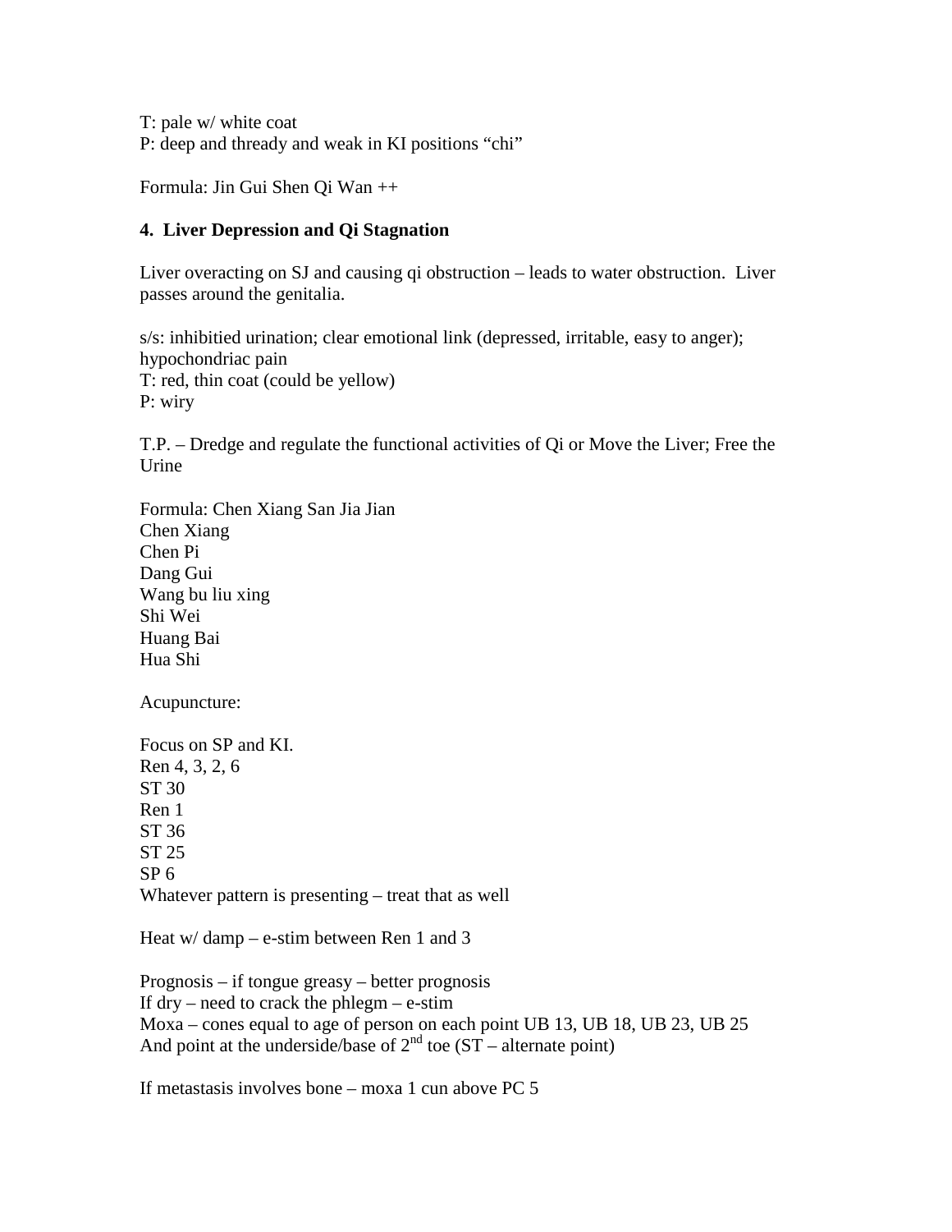T: pale w/ white coat
P: deep and thready and weak in KI positions "chi"

Formula: Jin Gui Shen Qi Wan ++

### 4. Liver Depression and Qi Stagnation

Liver overacting on SJ and causing qi obstruction – leads to water obstruction. Liver passes around the genitalia.

s/s: inhibitied urination; clear emotional link (depressed, irritable, easy to anger); hypochondriac pain
T: red, thin coat (could be yellow)
P: wiry

T.P. – Dredge and regulate the functional activities of Qi or Move the Liver; Free the Urine

Formula: Chen Xiang San Jia Jian
Chen Xiang
Chen Pi
Dang Gui
Wang bu liu xing
Shi Wei
Huang Bai
Hua Shi

Acupuncture:

Focus on SP and KI.
Ren 4, 3, 2, 6
ST 30
Ren 1
ST 36
ST 25
SP 6
Whatever pattern is presenting – treat that as well

Heat w/ damp – e-stim between Ren 1 and 3

Prognosis – if tongue greasy – better prognosis
If dry – need to crack the phlegm – e-stim
Moxa – cones equal to age of person on each point UB 13, UB 18, UB 23, UB 25
And point at the underside/base of 2nd toe (ST – alternate point)

If metastasis involves bone – moxa 1 cun above PC 5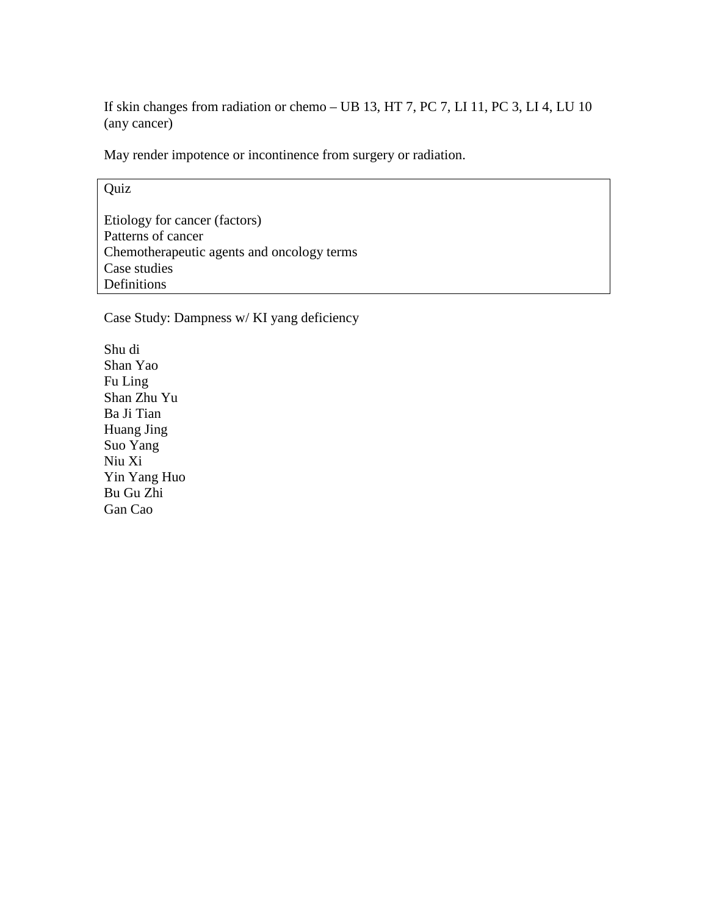If skin changes from radiation or chemo – UB 13, HT 7, PC 7, LI 11, PC 3, LI 4, LU 10 (any cancer)

May render impotence or incontinence from surgery or radiation.

| Quiz |
|---|
| Etiology for cancer (factors)<br>Patterns of cancer<br>Chemotherapeutic agents and oncology terms<br>Case studies<br>Definitions |

Case Study: Dampness w/ KI yang deficiency

Shu di
Shan Yao
Fu Ling
Shan Zhu Yu
Ba Ji Tian
Huang Jing
Suo Yang
Niu Xi
Yin Yang Huo
Bu Gu Zhi
Gan Cao